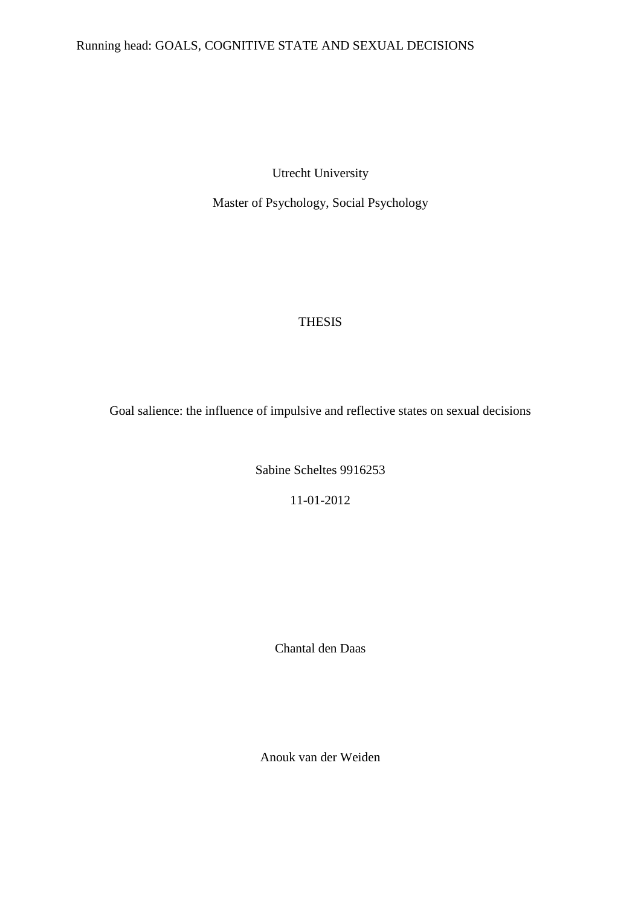Running head: GOALS, COGNITIVE STATE AND SEXUAL DECISIONS

Utrecht University

Master of Psychology, Social Psychology

THESIS

Goal salience: the influence of impulsive and reflective states on sexual decisions

Sabine Scheltes 9916253

11-01-2012

Chantal den Daas

Anouk van der Weiden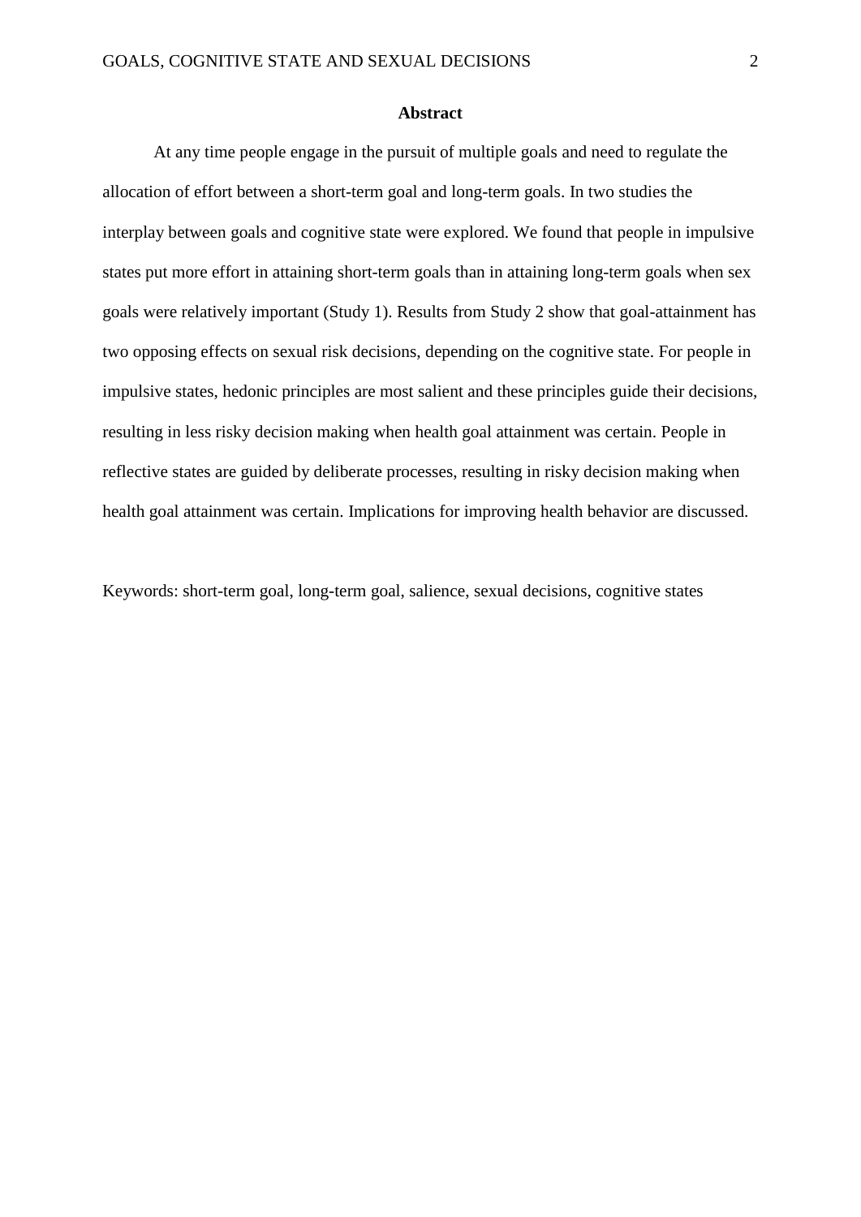## Abstract

At any time people engage in the pursuit of multiple goals and need to regulate the allocation of effort between a short-term goal and long-term goals. In two studies the interplay between goals and cognitive state were explored. We found that people in impulsive states put more effort in attaining short-term goals than in attaining long-term goals when sex goals were relatively important (Study 1). Results from Study 2 show that goal-attainment has two opposing effects on sexual risk decisions, depending on the cognitive state. For people in impulsive states, hedonic principles are most salient and these principles guide their decisions, resulting in less risky decision making when health goal attainment was certain. People in reflective states are guided by deliberate processes, resulting in risky decision making when health goal attainment was certain. Implications for improving health behavior are discussed.

Keywords: short-term goal, long-term goal, salience, sexual decisions, cognitive states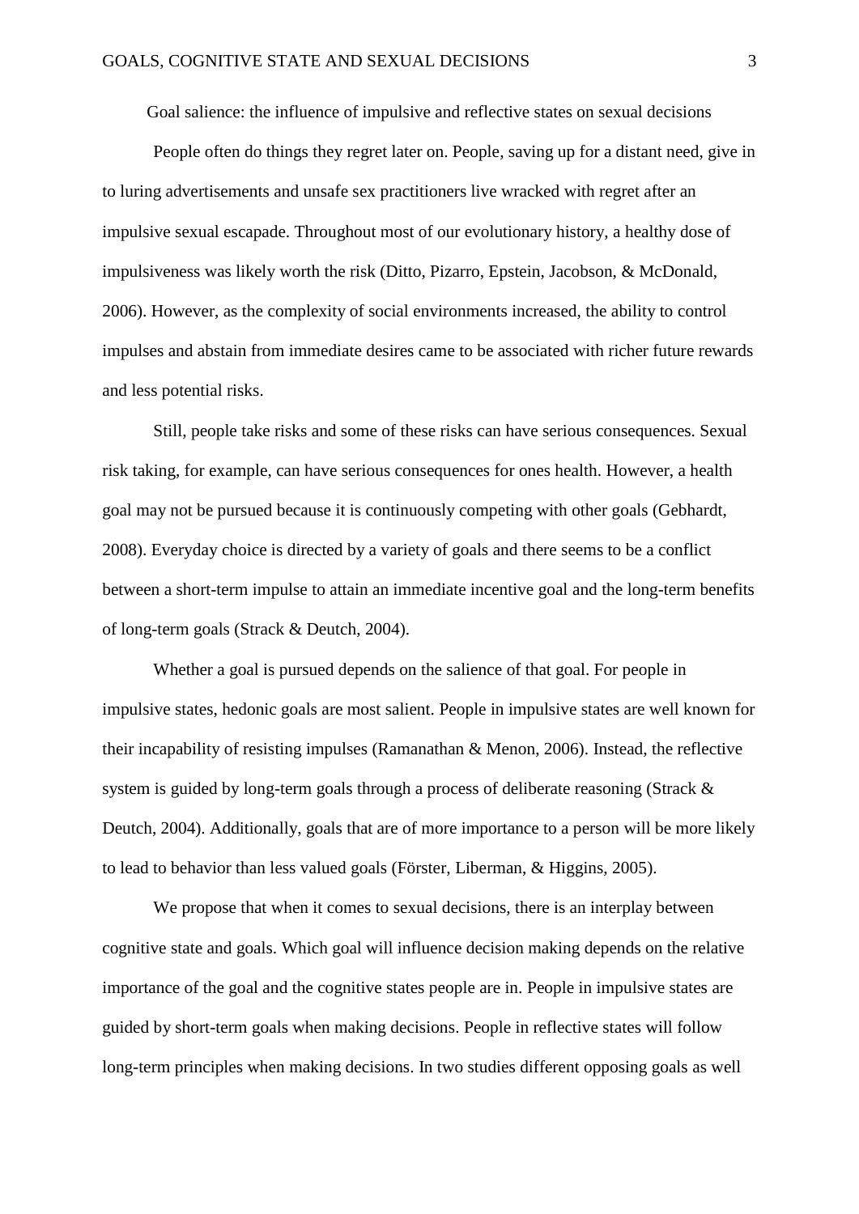# Goal salience: the influence of impulsive and reflective states on sexual decisions

People often do things they regret later on. People, saving up for a distant need, give in to luring advertisements and unsafe sex practitioners live wracked with regret after an impulsive sexual escapade. Throughout most of our evolutionary history, a healthy dose of impulsiveness was likely worth the risk (Ditto, Pizarro, Epstein, Jacobson, & McDonald, 2006). However, as the complexity of social environments increased, the ability to control impulses and abstain from immediate desires came to be associated with richer future rewards and less potential risks.

Still, people take risks and some of these risks can have serious consequences. Sexual risk taking, for example, can have serious consequences for ones health. However, a health goal may not be pursued because it is continuously competing with other goals (Gebhardt, 2008). Everyday choice is directed by a variety of goals and there seems to be a conflict between a short-term impulse to attain an immediate incentive goal and the long-term benefits of long-term goals (Strack & Deutch, 2004).

Whether a goal is pursued depends on the salience of that goal. For people in impulsive states, hedonic goals are most salient. People in impulsive states are well known for their incapability of resisting impulses (Ramanathan & Menon, 2006). Instead, the reflective system is guided by long-term goals through a process of deliberate reasoning (Strack & Deutch, 2004). Additionally, goals that are of more importance to a person will be more likely to lead to behavior than less valued goals (Förster, Liberman, & Higgins, 2005).

We propose that when it comes to sexual decisions, there is an interplay between cognitive state and goals. Which goal will influence decision making depends on the relative importance of the goal and the cognitive states people are in. People in impulsive states are guided by short-term goals when making decisions. People in reflective states will follow long-term principles when making decisions. In two studies different opposing goals as well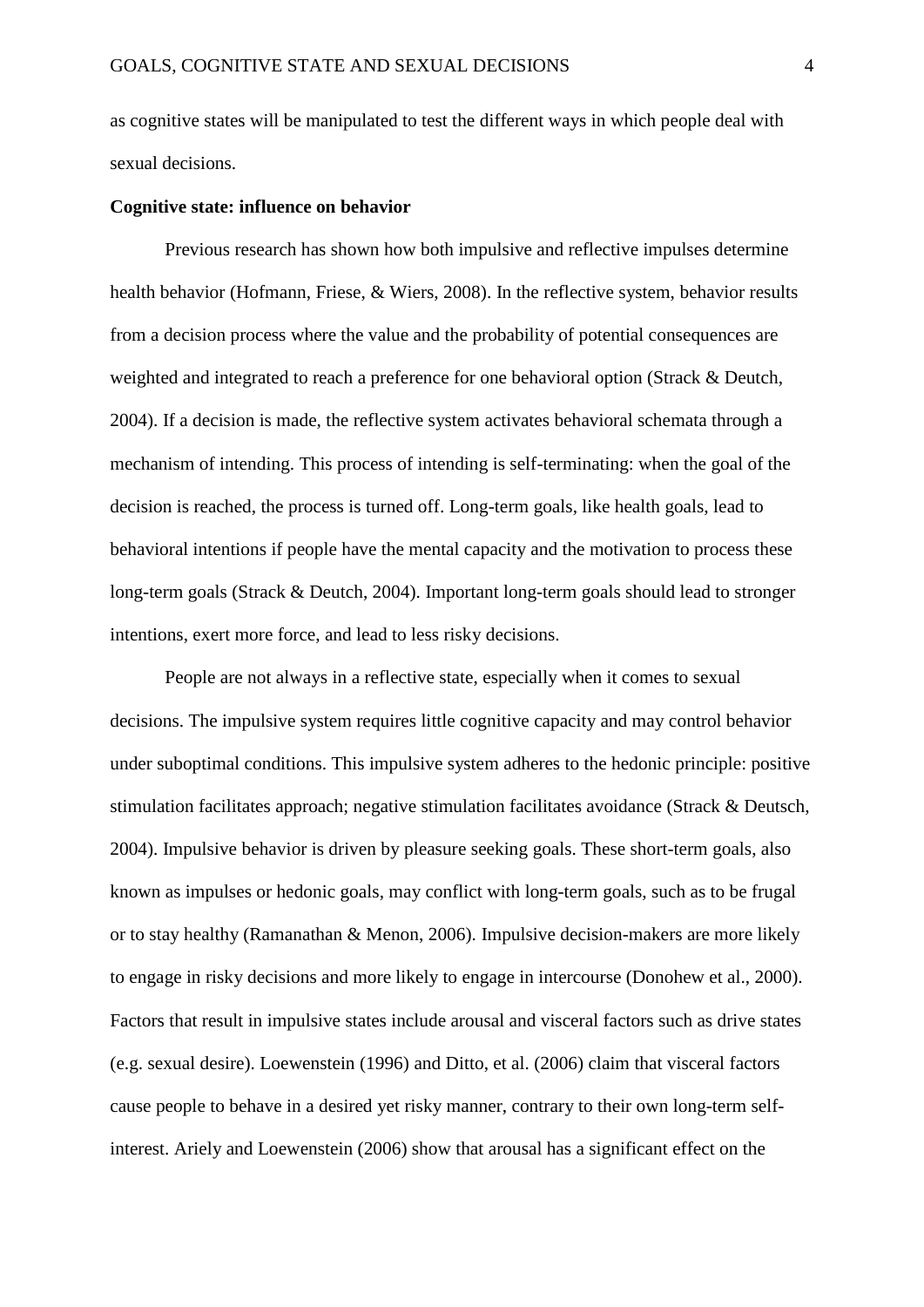as cognitive states will be manipulated to test the different ways in which people deal with sexual decisions.

**Cognitive state: influence on behavior**

Previous research has shown how both impulsive and reflective impulses determine health behavior (Hofmann, Friese, & Wiers, 2008). In the reflective system, behavior results from a decision process where the value and the probability of potential consequences are weighted and integrated to reach a preference for one behavioral option (Strack & Deutch, 2004). If a decision is made, the reflective system activates behavioral schemata through a mechanism of intending. This process of intending is self-terminating: when the goal of the decision is reached, the process is turned off. Long-term goals, like health goals, lead to behavioral intentions if people have the mental capacity and the motivation to process these long-term goals (Strack & Deutch, 2004). Important long-term goals should lead to stronger intentions, exert more force, and lead to less risky decisions.

People are not always in a reflective state, especially when it comes to sexual decisions. The impulsive system requires little cognitive capacity and may control behavior under suboptimal conditions. This impulsive system adheres to the hedonic principle: positive stimulation facilitates approach; negative stimulation facilitates avoidance (Strack & Deutsch, 2004). Impulsive behavior is driven by pleasure seeking goals. These short-term goals, also known as impulses or hedonic goals, may conflict with long-term goals, such as to be frugal or to stay healthy (Ramanathan & Menon, 2006). Impulsive decision-makers are more likely to engage in risky decisions and more likely to engage in intercourse (Donohew et al., 2000). Factors that result in impulsive states include arousal and visceral factors such as drive states (e.g. sexual desire). Loewenstein (1996) and Ditto, et al. (2006) claim that visceral factors cause people to behave in a desired yet risky manner, contrary to their own long-term self-interest. Ariely and Loewenstein (2006) show that arousal has a significant effect on the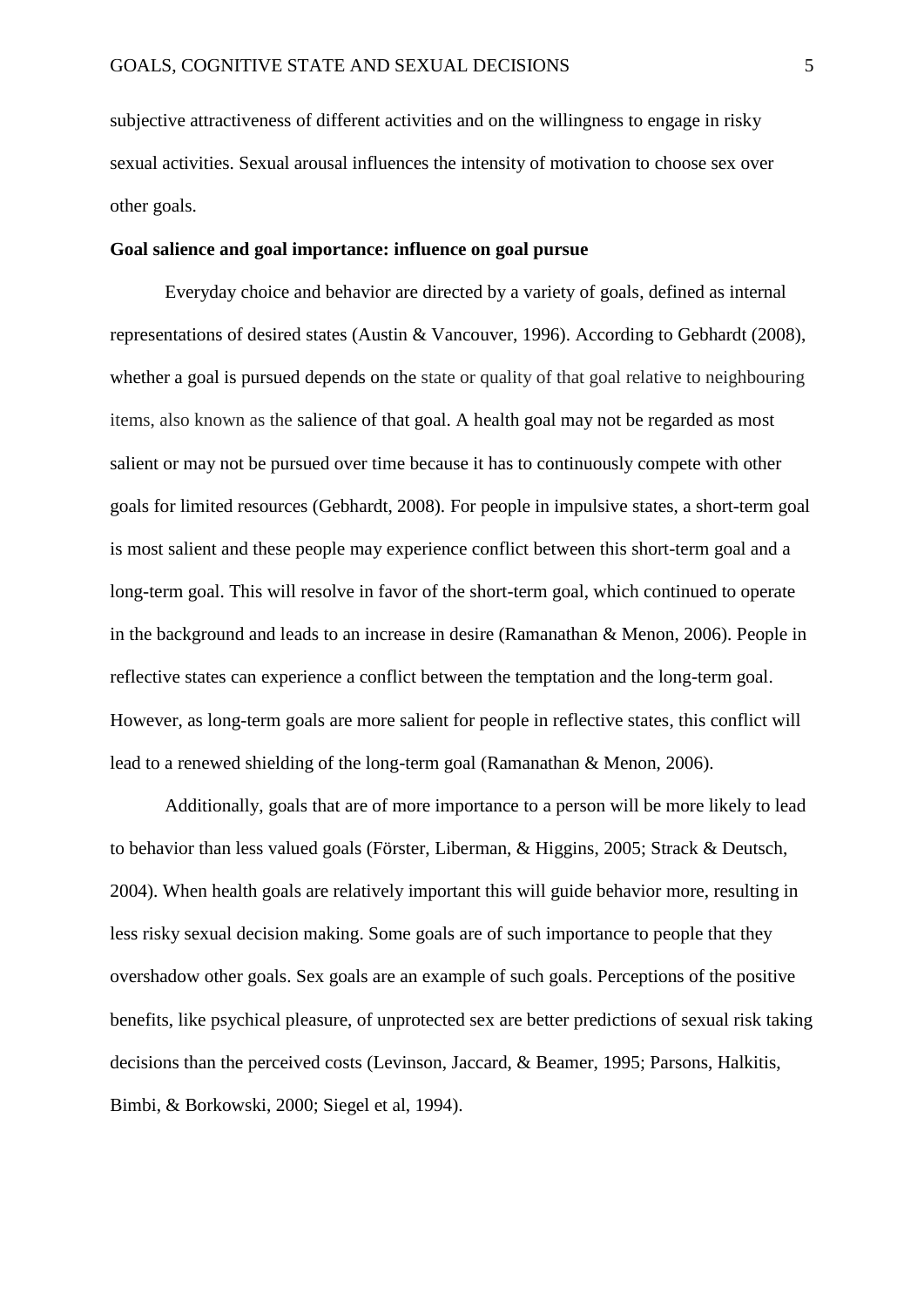subjective attractiveness of different activities and on the willingness to engage in risky sexual activities. Sexual arousal influences the intensity of motivation to choose sex over other goals.

**Goal salience and goal importance: influence on goal pursue**

Everyday choice and behavior are directed by a variety of goals, defined as internal representations of desired states (Austin & Vancouver, 1996). According to Gebhardt (2008), whether a goal is pursued depends on the state or quality of that goal relative to neighbouring items, also known as the salience of that goal. A health goal may not be regarded as most salient or may not be pursued over time because it has to continuously compete with other goals for limited resources (Gebhardt, 2008). For people in impulsive states, a short-term goal is most salient and these people may experience conflict between this short-term goal and a long-term goal. This will resolve in favor of the short-term goal, which continued to operate in the background and leads to an increase in desire (Ramanathan & Menon, 2006). People in reflective states can experience a conflict between the temptation and the long-term goal. However, as long-term goals are more salient for people in reflective states, this conflict will lead to a renewed shielding of the long-term goal (Ramanathan & Menon, 2006).

Additionally, goals that are of more importance to a person will be more likely to lead to behavior than less valued goals (Förster, Liberman, & Higgins, 2005; Strack & Deutsch, 2004). When health goals are relatively important this will guide behavior more, resulting in less risky sexual decision making. Some goals are of such importance to people that they overshadow other goals. Sex goals are an example of such goals. Perceptions of the positive benefits, like psychical pleasure, of unprotected sex are better predictions of sexual risk taking decisions than the perceived costs (Levinson, Jaccard, & Beamer, 1995; Parsons, Halkitis, Bimbi, & Borkowski, 2000; Siegel et al, 1994).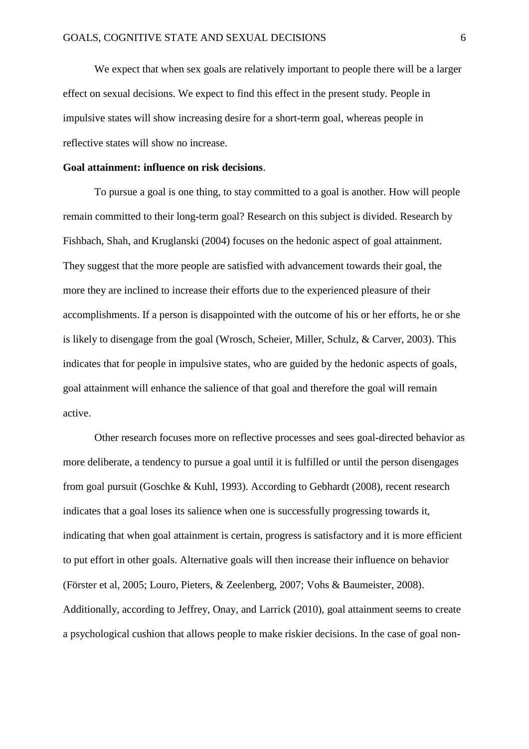We expect that when sex goals are relatively important to people there will be a larger effect on sexual decisions. We expect to find this effect in the present study. People in impulsive states will show increasing desire for a short-term goal, whereas people in reflective states will show no increase.

**Goal attainment: influence on risk decisions**.

To pursue a goal is one thing, to stay committed to a goal is another. How will people remain committed to their long-term goal? Research on this subject is divided. Research by Fishbach, Shah, and Kruglanski (2004) focuses on the hedonic aspect of goal attainment. They suggest that the more people are satisfied with advancement towards their goal, the more they are inclined to increase their efforts due to the experienced pleasure of their accomplishments. If a person is disappointed with the outcome of his or her efforts, he or she is likely to disengage from the goal (Wrosch, Scheier, Miller, Schulz, & Carver, 2003). This indicates that for people in impulsive states, who are guided by the hedonic aspects of goals, goal attainment will enhance the salience of that goal and therefore the goal will remain active.

Other research focuses more on reflective processes and sees goal-directed behavior as more deliberate, a tendency to pursue a goal until it is fulfilled or until the person disengages from goal pursuit (Goschke & Kuhl, 1993). According to Gebhardt (2008), recent research indicates that a goal loses its salience when one is successfully progressing towards it, indicating that when goal attainment is certain, progress is satisfactory and it is more efficient to put effort in other goals. Alternative goals will then increase their influence on behavior (Förster et al, 2005; Louro, Pieters, & Zeelenberg, 2007; Vohs & Baumeister, 2008). Additionally, according to Jeffrey, Onay, and Larrick (2010), goal attainment seems to create a psychological cushion that allows people to make riskier decisions. In the case of goal non-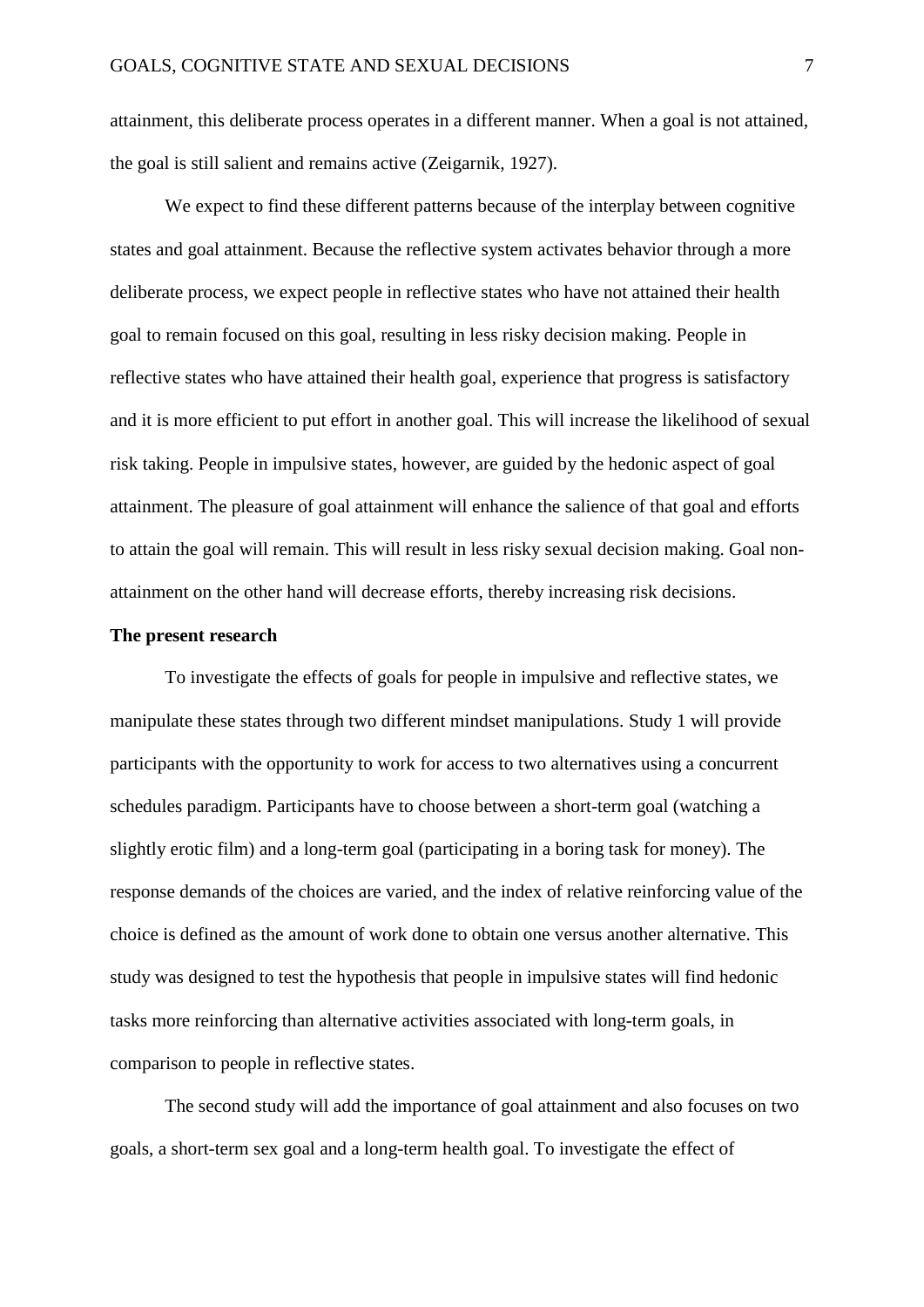attainment, this deliberate process operates in a different manner. When a goal is not attained, the goal is still salient and remains active (Zeigarnik, 1927).

We expect to find these different patterns because of the interplay between cognitive states and goal attainment. Because the reflective system activates behavior through a more deliberate process, we expect people in reflective states who have not attained their health goal to remain focused on this goal, resulting in less risky decision making. People in reflective states who have attained their health goal, experience that progress is satisfactory and it is more efficient to put effort in another goal. This will increase the likelihood of sexual risk taking. People in impulsive states, however, are guided by the hedonic aspect of goal attainment. The pleasure of goal attainment will enhance the salience of that goal and efforts to attain the goal will remain. This will result in less risky sexual decision making. Goal non-attainment on the other hand will decrease efforts, thereby increasing risk decisions.

**The present research**

To investigate the effects of goals for people in impulsive and reflective states, we manipulate these states through two different mindset manipulations. Study 1 will provide participants with the opportunity to work for access to two alternatives using a concurrent schedules paradigm. Participants have to choose between a short-term goal (watching a slightly erotic film) and a long-term goal (participating in a boring task for money). The response demands of the choices are varied, and the index of relative reinforcing value of the choice is defined as the amount of work done to obtain one versus another alternative. This study was designed to test the hypothesis that people in impulsive states will find hedonic tasks more reinforcing than alternative activities associated with long-term goals, in comparison to people in reflective states.

The second study will add the importance of goal attainment and also focuses on two goals, a short-term sex goal and a long-term health goal. To investigate the effect of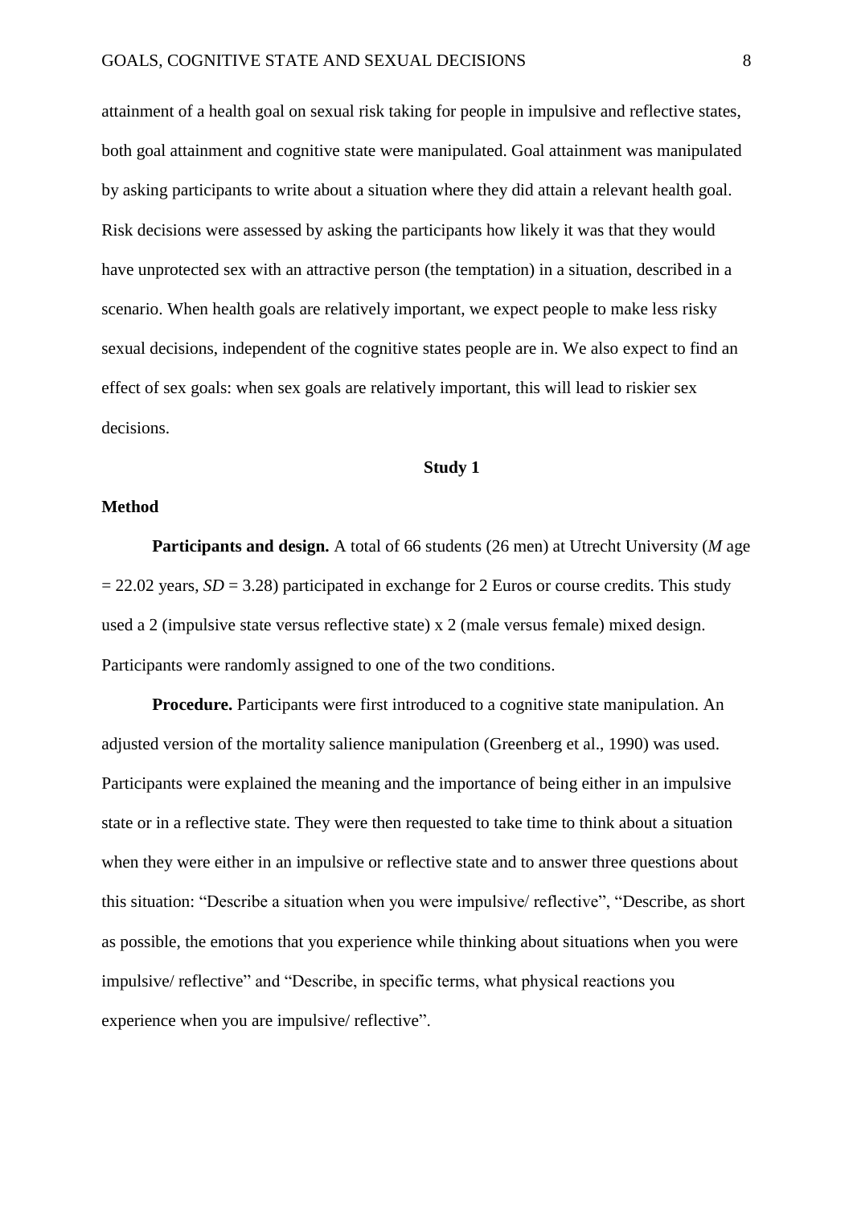attainment of a health goal on sexual risk taking for people in impulsive and reflective states, both goal attainment and cognitive state were manipulated. Goal attainment was manipulated by asking participants to write about a situation where they did attain a relevant health goal. Risk decisions were assessed by asking the participants how likely it was that they would have unprotected sex with an attractive person (the temptation) in a situation, described in a scenario. When health goals are relatively important, we expect people to make less risky sexual decisions, independent of the cognitive states people are in. We also expect to find an effect of sex goals: when sex goals are relatively important, this will lead to riskier sex decisions.

## Study 1

### Method

**Participants and design.** A total of 66 students (26 men) at Utrecht University (*M* age = 22.02 years, *SD* = 3.28) participated in exchange for 2 Euros or course credits. This study used a 2 (impulsive state versus reflective state) x 2 (male versus female) mixed design. Participants were randomly assigned to one of the two conditions.

**Procedure.** Participants were first introduced to a cognitive state manipulation. An adjusted version of the mortality salience manipulation (Greenberg et al., 1990) was used. Participants were explained the meaning and the importance of being either in an impulsive state or in a reflective state. They were then requested to take time to think about a situation when they were either in an impulsive or reflective state and to answer three questions about this situation: “Describe a situation when you were impulsive/ reflective”, “Describe, as short as possible, the emotions that you experience while thinking about situations when you were impulsive/ reflective” and “Describe, in specific terms, what physical reactions you experience when you are impulsive/ reflective”.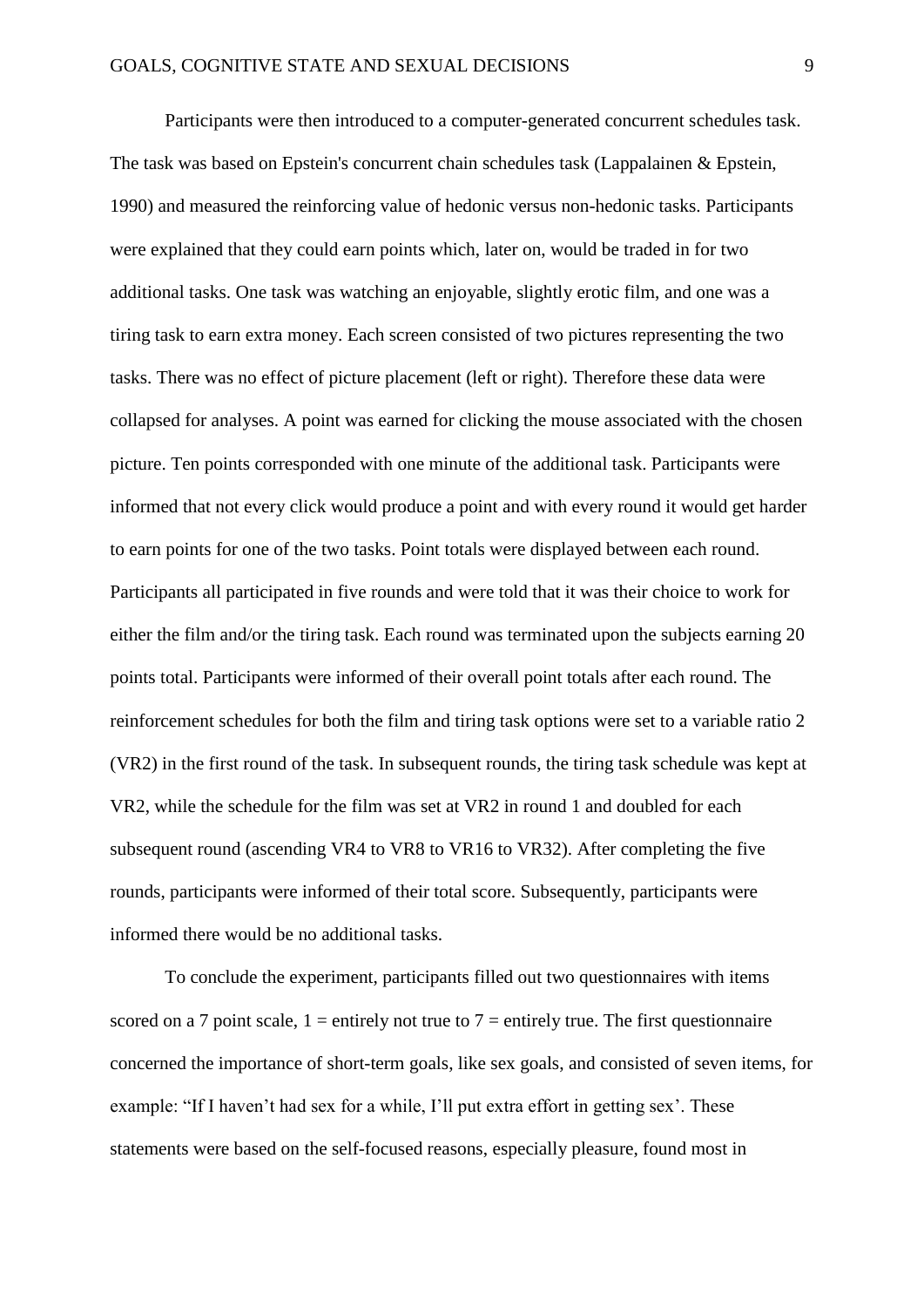Participants were then introduced to a computer-generated concurrent schedules task. The task was based on Epstein's concurrent chain schedules task (Lappalainen & Epstein, 1990) and measured the reinforcing value of hedonic versus non-hedonic tasks. Participants were explained that they could earn points which, later on, would be traded in for two additional tasks. One task was watching an enjoyable, slightly erotic film, and one was a tiring task to earn extra money. Each screen consisted of two pictures representing the two tasks. There was no effect of picture placement (left or right). Therefore these data were collapsed for analyses. A point was earned for clicking the mouse associated with the chosen picture. Ten points corresponded with one minute of the additional task. Participants were informed that not every click would produce a point and with every round it would get harder to earn points for one of the two tasks. Point totals were displayed between each round. Participants all participated in five rounds and were told that it was their choice to work for either the film and/or the tiring task. Each round was terminated upon the subjects earning 20 points total. Participants were informed of their overall point totals after each round. The reinforcement schedules for both the film and tiring task options were set to a variable ratio 2 (VR2) in the first round of the task. In subsequent rounds, the tiring task schedule was kept at VR2, while the schedule for the film was set at VR2 in round 1 and doubled for each subsequent round (ascending VR4 to VR8 to VR16 to VR32). After completing the five rounds, participants were informed of their total score. Subsequently, participants were informed there would be no additional tasks.

To conclude the experiment, participants filled out two questionnaires with items scored on a 7 point scale, 1 = entirely not true to 7 = entirely true. The first questionnaire concerned the importance of short-term goals, like sex goals, and consisted of seven items, for example: "If I haven't had sex for a while, I'll put extra effort in getting sex'. These statements were based on the self-focused reasons, especially pleasure, found most in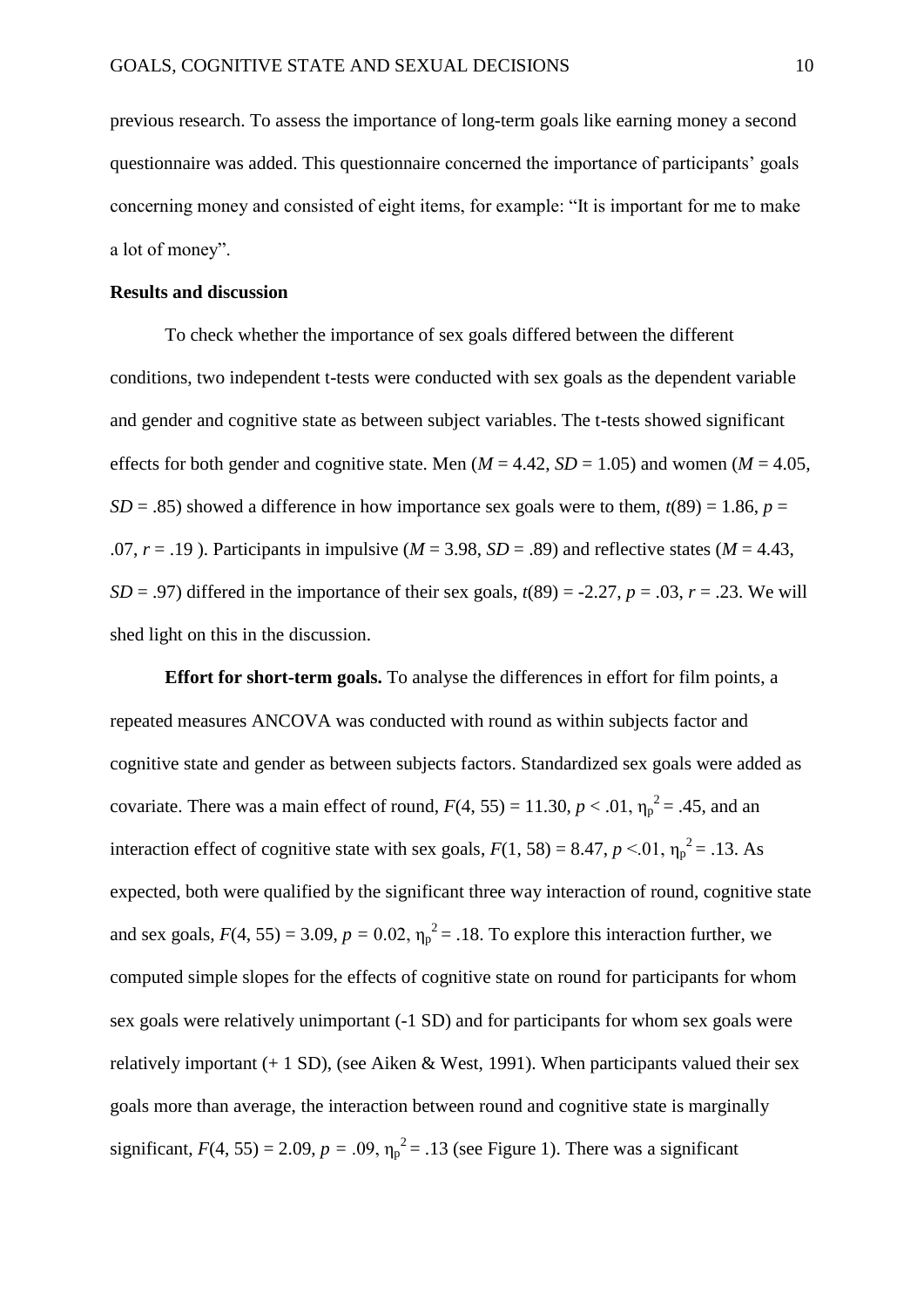previous research. To assess the importance of long-term goals like earning money a second questionnaire was added. This questionnaire concerned the importance of participants' goals concerning money and consisted of eight items, for example: "It is important for me to make a lot of money".

**Results and discussion**

To check whether the importance of sex goals differed between the different conditions, two independent t-tests were conducted with sex goals as the dependent variable and gender and cognitive state as between subject variables. The t-tests showed significant effects for both gender and cognitive state. Men ($M$ = 4.42, $SD$ = 1.05) and women ($M$ = 4.05, $SD$ = .85) showed a difference in how importance sex goals were to them, $t(89) = 1.86$, $p$ = .07, $r$ = .19 ). Participants in impulsive ($M$ = 3.98, $SD$ = .89) and reflective states ($M$ = 4.43, $SD$ = .97) differed in the importance of their sex goals, $t(89) = -2.27$, $p = .03$, $r = .23$. We will shed light on this in the discussion.

**Effort for short-term goals.** To analyse the differences in effort for film points, a repeated measures ANCOVA was conducted with round as within subjects factor and cognitive state and gender as between subjects factors. Standardized sex goals were added as covariate. There was a main effect of round, $F(4, 55) = 11.30$, $p < .01$, $\eta_p^2 = .45$, and an interaction effect of cognitive state with sex goals, $F(1, 58) = 8.47$, $p < .01$, $\eta_p^2 = .13$. As expected, both were qualified by the significant three way interaction of round, cognitive state and sex goals, $F(4, 55) = 3.09$, $p = 0.02$, $\eta_p^2 = .18$. To explore this interaction further, we computed simple slopes for the effects of cognitive state on round for participants for whom sex goals were relatively unimportant (-1 SD) and for participants for whom sex goals were relatively important (+ 1 SD), (see Aiken & West, 1991). When participants valued their sex goals more than average, the interaction between round and cognitive state is marginally significant, $F(4, 55) = 2.09$, $p = .09$, $\eta_p^2 = .13$ (see Figure 1). There was a significant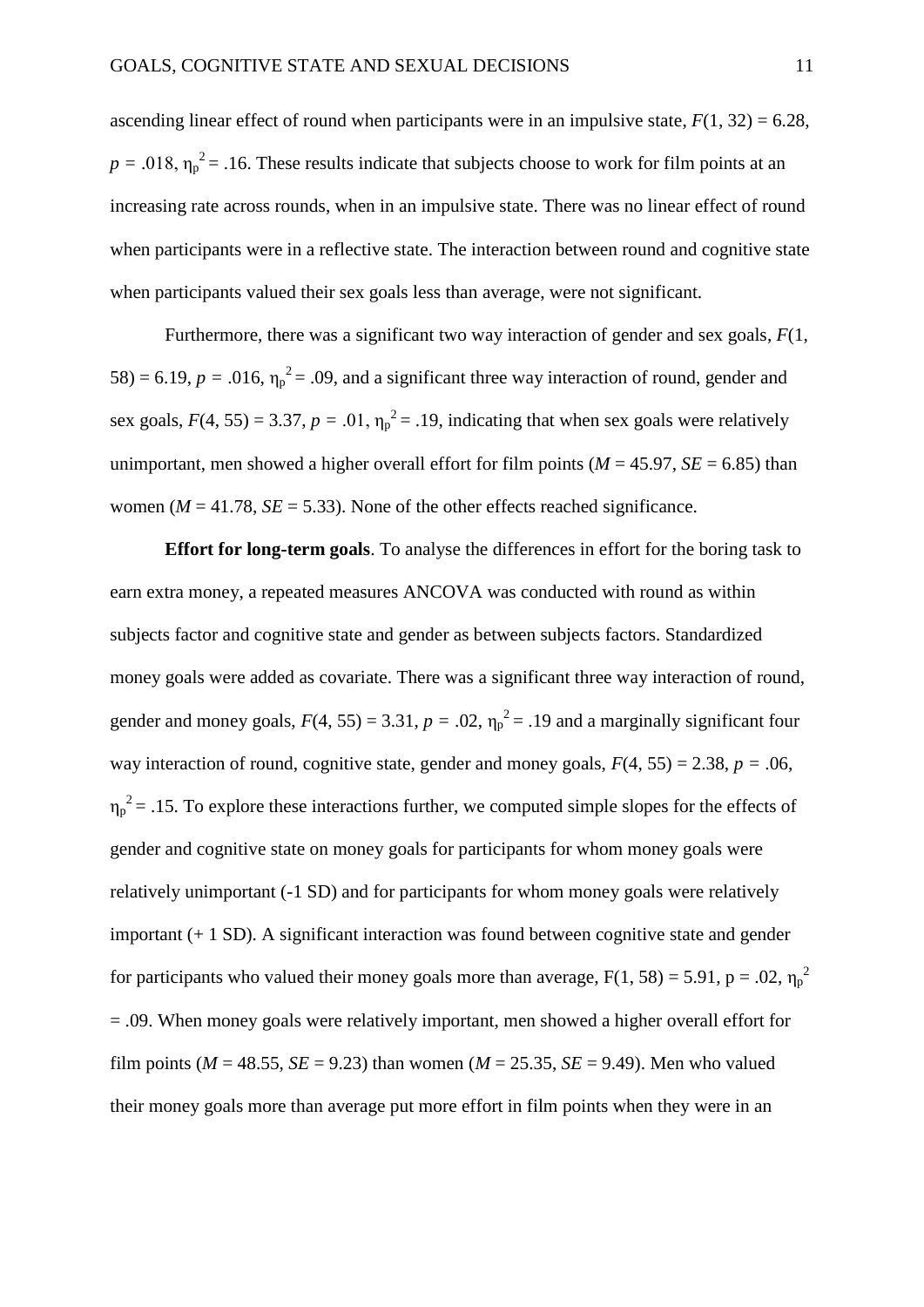ascending linear effect of round when participants were in an impulsive state, $F(1, 32) = 6.28$, $p = .018$, $\eta_p^2 = .16$. These results indicate that subjects choose to work for film points at an increasing rate across rounds, when in an impulsive state. There was no linear effect of round when participants were in a reflective state. The interaction between round and cognitive state when participants valued their sex goals less than average, were not significant.

Furthermore, there was a significant two way interaction of gender and sex goals, $F(1, 58) = 6.19$, $p = .016$, $\eta_p^2 = .09$, and a significant three way interaction of round, gender and sex goals, $F(4, 55) = 3.37$, $p = .01$, $\eta_p^2 = .19$, indicating that when sex goals were relatively unimportant, men showed a higher overall effort for film points ($M = 45.97$, $SE = 6.85$) than women ($M = 41.78$, $SE = 5.33$). None of the other effects reached significance.

**Effort for long-term goals**. To analyse the differences in effort for the boring task to earn extra money, a repeated measures ANCOVA was conducted with round as within subjects factor and cognitive state and gender as between subjects factors. Standardized money goals were added as covariate. There was a significant three way interaction of round, gender and money goals, $F(4, 55) = 3.31$, $p = .02$, $\eta_p^2 = .19$ and a marginally significant four way interaction of round, cognitive state, gender and money goals, $F(4, 55) = 2.38$, $p = .06$, $\eta_p^2 = .15$. To explore these interactions further, we computed simple slopes for the effects of gender and cognitive state on money goals for participants for whom money goals were relatively unimportant (-1 SD) and for participants for whom money goals were relatively important (+ 1 SD). A significant interaction was found between cognitive state and gender for participants who valued their money goals more than average, $F(1, 58) = 5.91$, $p = .02$, $\eta_p^2 = .09$. When money goals were relatively important, men showed a higher overall effort for film points ($M = 48.55$, $SE = 9.23$) than women ($M = 25.35$, $SE = 9.49$). Men who valued their money goals more than average put more effort in film points when they were in an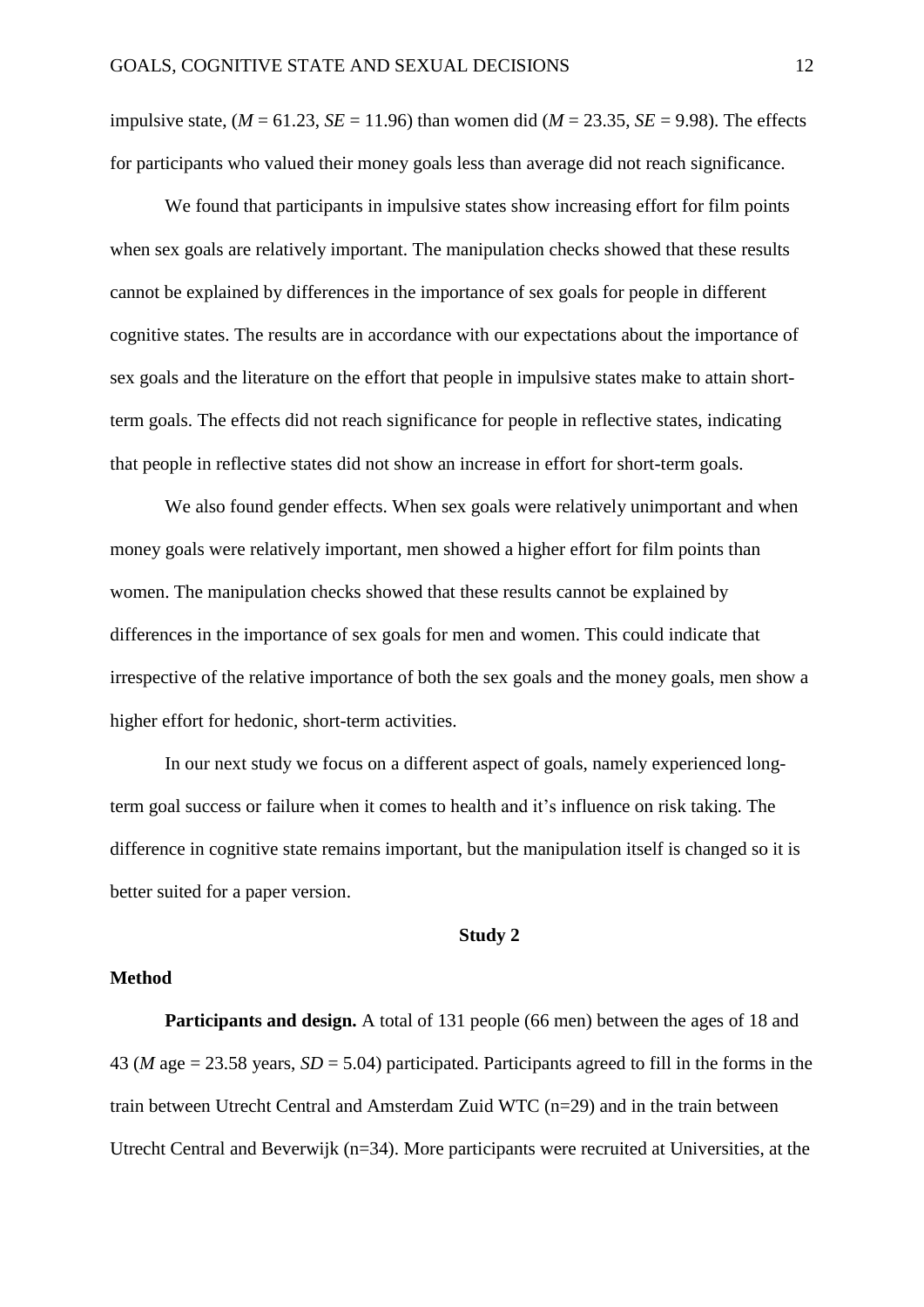impulsive state, ($M$ = 61.23, $SE$ = 11.96) than women did ($M$ = 23.35, $SE$ = 9.98). The effects for participants who valued their money goals less than average did not reach significance.

We found that participants in impulsive states show increasing effort for film points when sex goals are relatively important. The manipulation checks showed that these results cannot be explained by differences in the importance of sex goals for people in different cognitive states. The results are in accordance with our expectations about the importance of sex goals and the literature on the effort that people in impulsive states make to attain short-term goals. The effects did not reach significance for people in reflective states, indicating that people in reflective states did not show an increase in effort for short-term goals.

We also found gender effects. When sex goals were relatively unimportant and when money goals were relatively important, men showed a higher effort for film points than women. The manipulation checks showed that these results cannot be explained by differences in the importance of sex goals for men and women. This could indicate that irrespective of the relative importance of both the sex goals and the money goals, men show a higher effort for hedonic, short-term activities.

In our next study we focus on a different aspect of goals, namely experienced long-term goal success or failure when it comes to health and it's influence on risk taking. The difference in cognitive state remains important, but the manipulation itself is changed so it is better suited for a paper version.

## Study 2

### Method

**Participants and design.** A total of 131 people (66 men) between the ages of 18 and 43 ($M$ age = 23.58 years, $SD$ = 5.04) participated. Participants agreed to fill in the forms in the train between Utrecht Central and Amsterdam Zuid WTC (n=29) and in the train between Utrecht Central and Beverwijk (n=34). More participants were recruited at Universities, at the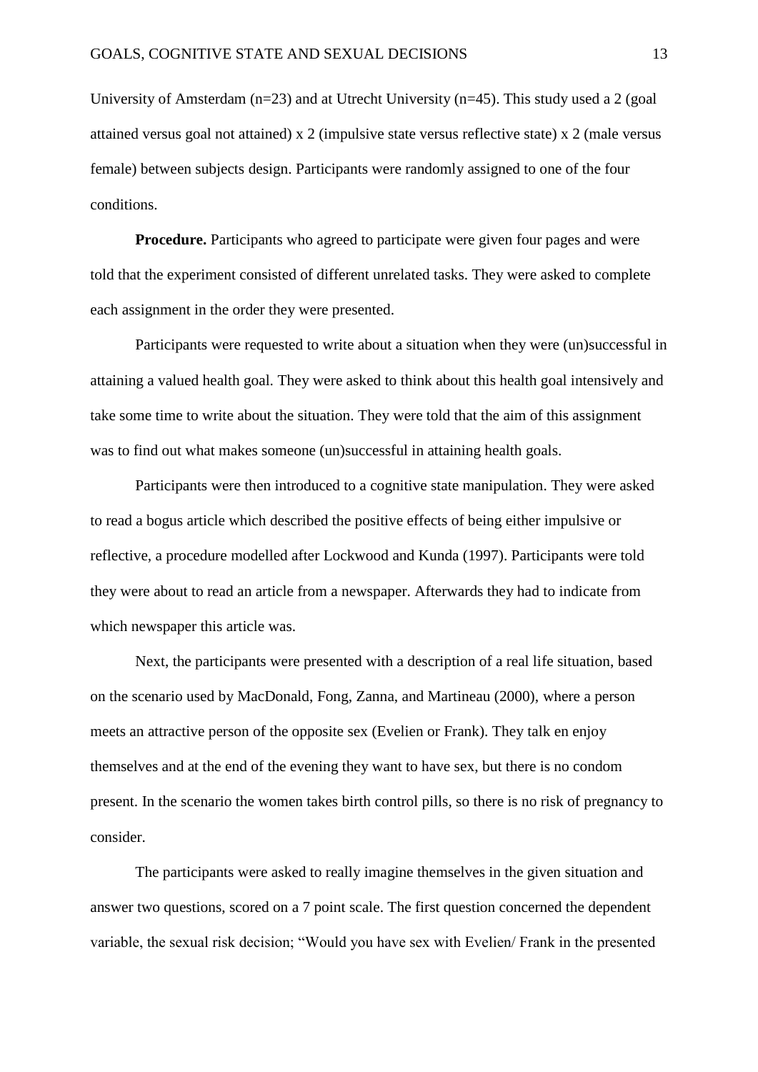University of Amsterdam (n=23) and at Utrecht University (n=45). This study used a 2 (goal attained versus goal not attained) x 2 (impulsive state versus reflective state) x 2 (male versus female) between subjects design. Participants were randomly assigned to one of the four conditions.

**Procedure.** Participants who agreed to participate were given four pages and were told that the experiment consisted of different unrelated tasks. They were asked to complete each assignment in the order they were presented.

Participants were requested to write about a situation when they were (un)successful in attaining a valued health goal. They were asked to think about this health goal intensively and take some time to write about the situation. They were told that the aim of this assignment was to find out what makes someone (un)successful in attaining health goals.

Participants were then introduced to a cognitive state manipulation. They were asked to read a bogus article which described the positive effects of being either impulsive or reflective, a procedure modelled after Lockwood and Kunda (1997). Participants were told they were about to read an article from a newspaper. Afterwards they had to indicate from which newspaper this article was.

Next, the participants were presented with a description of a real life situation, based on the scenario used by MacDonald, Fong, Zanna, and Martineau (2000), where a person meets an attractive person of the opposite sex (Evelien or Frank). They talk en enjoy themselves and at the end of the evening they want to have sex, but there is no condom present. In the scenario the women takes birth control pills, so there is no risk of pregnancy to consider.

The participants were asked to really imagine themselves in the given situation and answer two questions, scored on a 7 point scale. The first question concerned the dependent variable, the sexual risk decision; "Would you have sex with Evelien/ Frank in the presented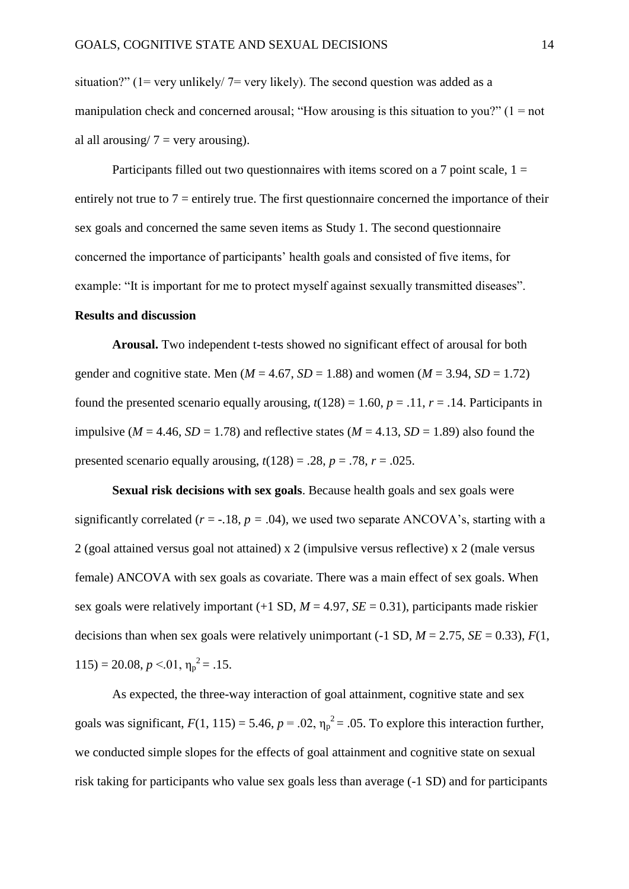situation?" (1= very unlikely/ 7= very likely). The second question was added as a manipulation check and concerned arousal; "How arousing is this situation to you?" (1 = not al all arousing/ 7 = very arousing).

Participants filled out two questionnaires with items scored on a 7 point scale, 1 = entirely not true to 7 = entirely true. The first questionnaire concerned the importance of their sex goals and concerned the same seven items as Study 1. The second questionnaire concerned the importance of participants' health goals and consisted of five items, for example: "It is important for me to protect myself against sexually transmitted diseases".

**Results and discussion**

**Arousal.** Two independent t-tests showed no significant effect of arousal for both gender and cognitive state. Men ($M$ = 4.67, $SD$ = 1.88) and women ($M$ = 3.94, $SD$ = 1.72) found the presented scenario equally arousing, $t(128) = 1.60$, $p = .11$, $r = .14$. Participants in impulsive ($M$ = 4.46, $SD$ = 1.78) and reflective states ($M$ = 4.13, $SD$ = 1.89) also found the presented scenario equally arousing, $t(128) = .28$, $p = .78$, $r = .025$.

**Sexual risk decisions with sex goals**. Because health goals and sex goals were significantly correlated ($r = -.18$, $p = .04$), we used two separate ANCOVA's, starting with a 2 (goal attained versus goal not attained) x 2 (impulsive versus reflective) x 2 (male versus female) ANCOVA with sex goals as covariate. There was a main effect of sex goals. When sex goals were relatively important (+1 SD, $M$ = 4.97, $SE$ = 0.31), participants made riskier decisions than when sex goals were relatively unimportant (-1 SD, $M$ = 2.75, $SE$ = 0.33), $F(1, 115) = 20.08$, $p < .01$, $\eta_p^2 = .15$.

As expected, the three-way interaction of goal attainment, cognitive state and sex goals was significant, $F(1, 115) = 5.46$, $p = .02$, $\eta_p^2 = .05$. To explore this interaction further, we conducted simple slopes for the effects of goal attainment and cognitive state on sexual risk taking for participants who value sex goals less than average (-1 SD) and for participants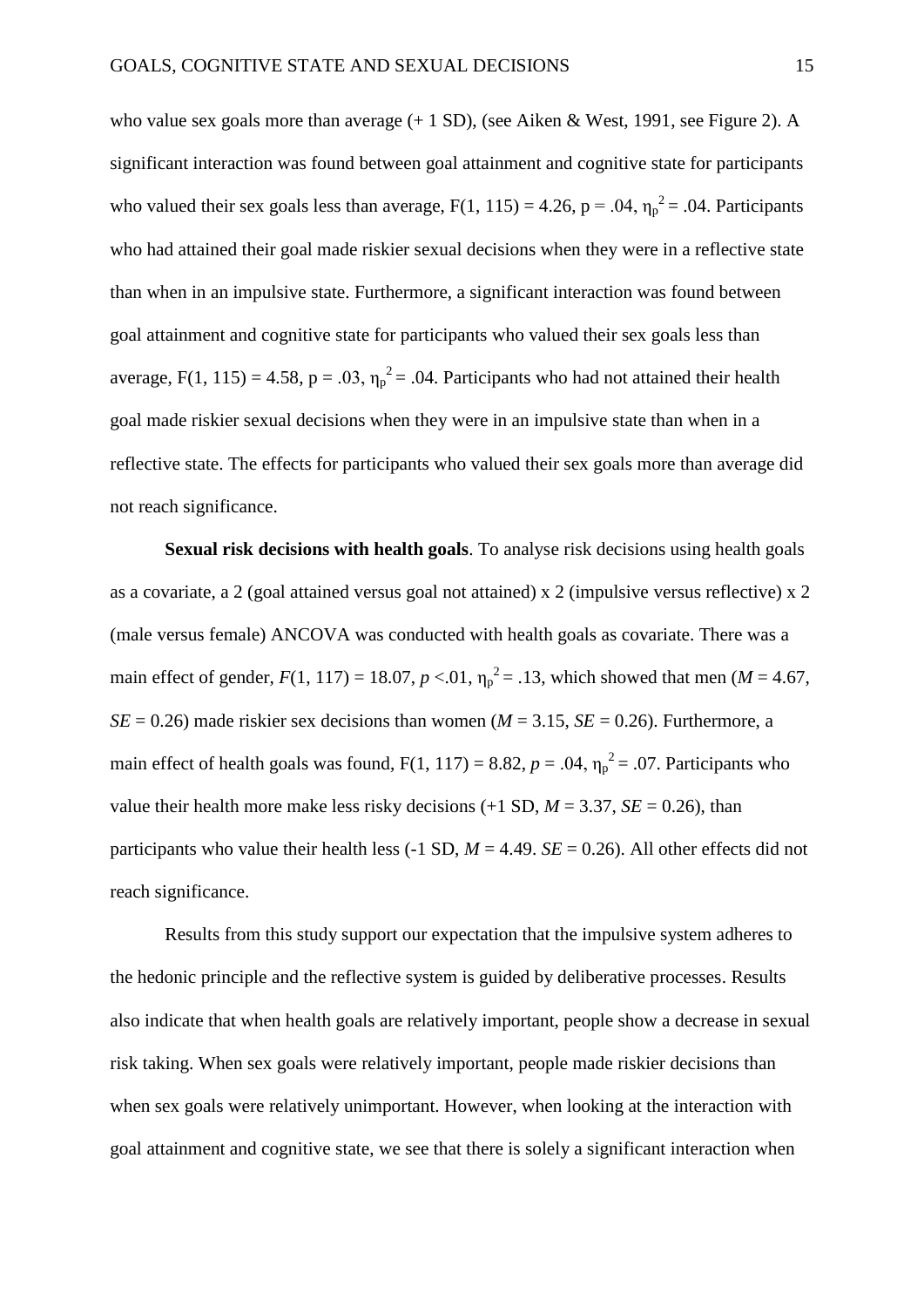who value sex goals more than average (+ 1 SD), (see Aiken & West, 1991, see Figure 2). A significant interaction was found between goal attainment and cognitive state for participants who valued their sex goals less than average, $F(1, 115) = 4.26$, $p = .04$, $\eta_p^2 = .04$. Participants who had attained their goal made riskier sexual decisions when they were in a reflective state than when in an impulsive state. Furthermore, a significant interaction was found between goal attainment and cognitive state for participants who valued their sex goals less than average, $F(1, 115) = 4.58$, $p = .03$, $\eta_p^2 = .04$. Participants who had not attained their health goal made riskier sexual decisions when they were in an impulsive state than when in a reflective state. The effects for participants who valued their sex goals more than average did not reach significance.

**Sexual risk decisions with health goals**. To analyse risk decisions using health goals as a covariate, a 2 (goal attained versus goal not attained) x 2 (impulsive versus reflective) x 2 (male versus female) ANCOVA was conducted with health goals as covariate. There was a main effect of gender, $F(1, 117) = 18.07$, $p < .01$, $\eta_p^2 = .13$, which showed that men ($M = 4.67$, $SE = 0.26$) made riskier sex decisions than women ($M = 3.15$, $SE = 0.26$). Furthermore, a main effect of health goals was found, $F(1, 117) = 8.82$, $p = .04$, $\eta_p^2 = .07$. Participants who value their health more make less risky decisions (+1 SD, $M = 3.37$, $SE = 0.26$), than participants who value their health less (-1 SD, $M = 4.49$. $SE = 0.26$). All other effects did not reach significance.

Results from this study support our expectation that the impulsive system adheres to the hedonic principle and the reflective system is guided by deliberative processes. Results also indicate that when health goals are relatively important, people show a decrease in sexual risk taking. When sex goals were relatively important, people made riskier decisions than when sex goals were relatively unimportant. However, when looking at the interaction with goal attainment and cognitive state, we see that there is solely a significant interaction when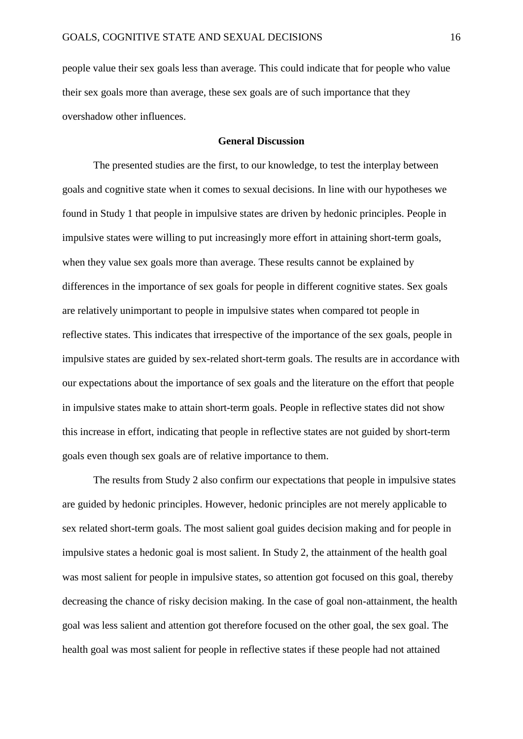people value their sex goals less than average. This could indicate that for people who value their sex goals more than average, these sex goals are of such importance that they overshadow other influences.

## General Discussion

The presented studies are the first, to our knowledge, to test the interplay between goals and cognitive state when it comes to sexual decisions. In line with our hypotheses we found in Study 1 that people in impulsive states are driven by hedonic principles. People in impulsive states were willing to put increasingly more effort in attaining short-term goals, when they value sex goals more than average. These results cannot be explained by differences in the importance of sex goals for people in different cognitive states. Sex goals are relatively unimportant to people in impulsive states when compared tot people in reflective states. This indicates that irrespective of the importance of the sex goals, people in impulsive states are guided by sex-related short-term goals. The results are in accordance with our expectations about the importance of sex goals and the literature on the effort that people in impulsive states make to attain short-term goals. People in reflective states did not show this increase in effort, indicating that people in reflective states are not guided by short-term goals even though sex goals are of relative importance to them.

The results from Study 2 also confirm our expectations that people in impulsive states are guided by hedonic principles. However, hedonic principles are not merely applicable to sex related short-term goals. The most salient goal guides decision making and for people in impulsive states a hedonic goal is most salient. In Study 2, the attainment of the health goal was most salient for people in impulsive states, so attention got focused on this goal, thereby decreasing the chance of risky decision making. In the case of goal non-attainment, the health goal was less salient and attention got therefore focused on the other goal, the sex goal. The health goal was most salient for people in reflective states if these people had not attained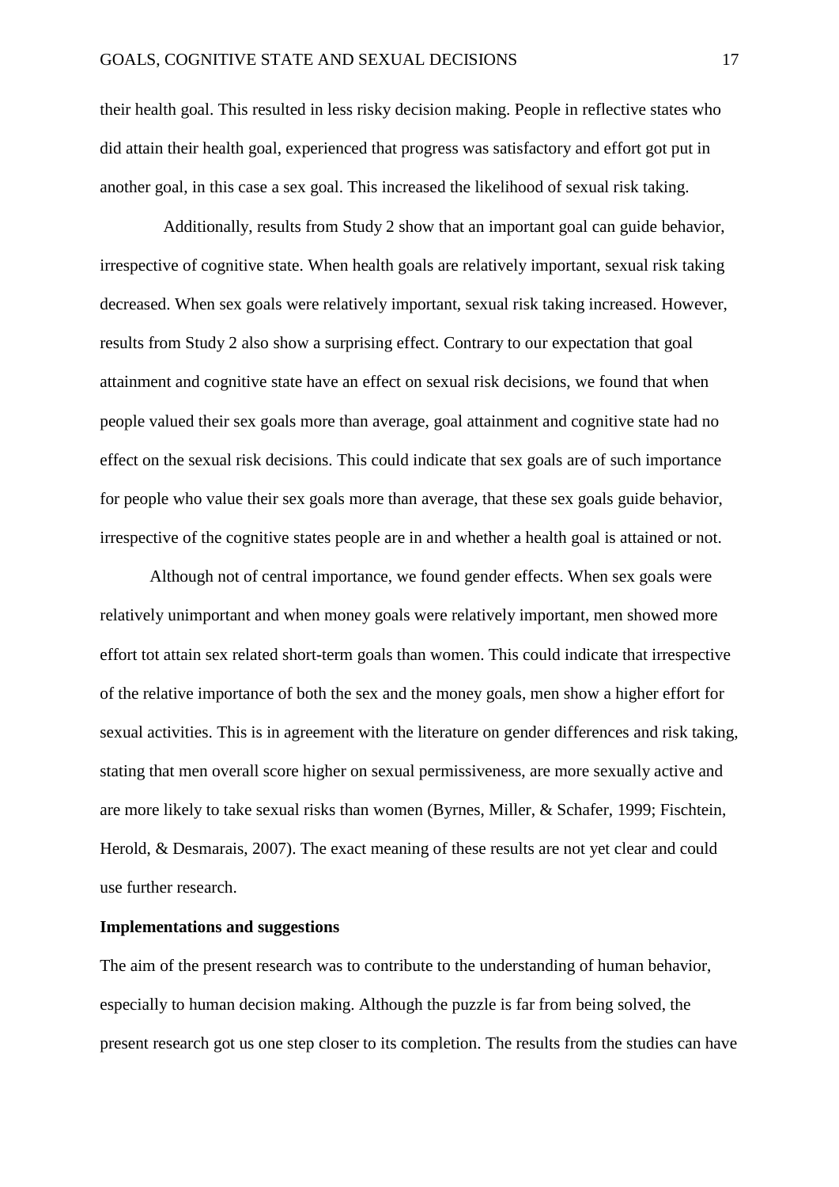their health goal. This resulted in less risky decision making. People in reflective states who did attain their health goal, experienced that progress was satisfactory and effort got put in another goal, in this case a sex goal. This increased the likelihood of sexual risk taking.

Additionally, results from Study 2 show that an important goal can guide behavior, irrespective of cognitive state. When health goals are relatively important, sexual risk taking decreased. When sex goals were relatively important, sexual risk taking increased. However, results from Study 2 also show a surprising effect. Contrary to our expectation that goal attainment and cognitive state have an effect on sexual risk decisions, we found that when people valued their sex goals more than average, goal attainment and cognitive state had no effect on the sexual risk decisions. This could indicate that sex goals are of such importance for people who value their sex goals more than average, that these sex goals guide behavior, irrespective of the cognitive states people are in and whether a health goal is attained or not.

Although not of central importance, we found gender effects. When sex goals were relatively unimportant and when money goals were relatively important, men showed more effort tot attain sex related short-term goals than women. This could indicate that irrespective of the relative importance of both the sex and the money goals, men show a higher effort for sexual activities. This is in agreement with the literature on gender differences and risk taking, stating that men overall score higher on sexual permissiveness, are more sexually active and are more likely to take sexual risks than women (Byrnes, Miller, & Schafer, 1999; Fischtein, Herold, & Desmarais, 2007). The exact meaning of these results are not yet clear and could use further research.

**Implementations and suggestions**

The aim of the present research was to contribute to the understanding of human behavior, especially to human decision making. Although the puzzle is far from being solved, the present research got us one step closer to its completion. The results from the studies can have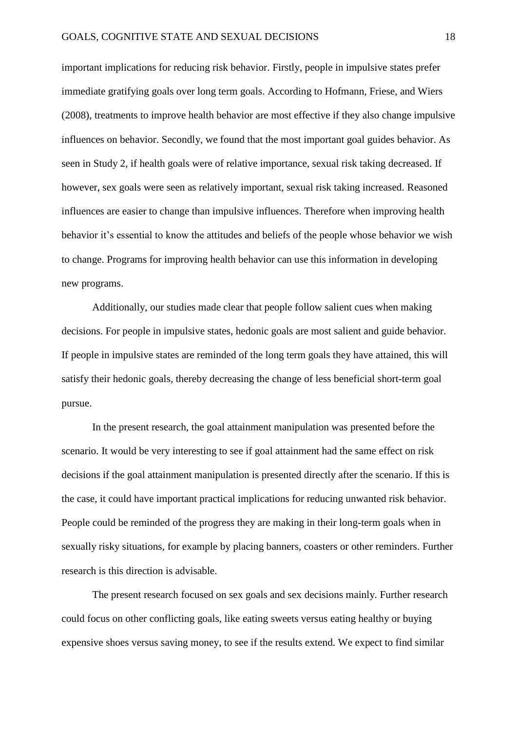important implications for reducing risk behavior. Firstly, people in impulsive states prefer immediate gratifying goals over long term goals. According to Hofmann, Friese, and Wiers (2008), treatments to improve health behavior are most effective if they also change impulsive influences on behavior. Secondly, we found that the most important goal guides behavior. As seen in Study 2, if health goals were of relative importance, sexual risk taking decreased. If however, sex goals were seen as relatively important, sexual risk taking increased. Reasoned influences are easier to change than impulsive influences. Therefore when improving health behavior it's essential to know the attitudes and beliefs of the people whose behavior we wish to change. Programs for improving health behavior can use this information in developing new programs.

Additionally, our studies made clear that people follow salient cues when making decisions. For people in impulsive states, hedonic goals are most salient and guide behavior. If people in impulsive states are reminded of the long term goals they have attained, this will satisfy their hedonic goals, thereby decreasing the change of less beneficial short-term goal pursue.

In the present research, the goal attainment manipulation was presented before the scenario. It would be very interesting to see if goal attainment had the same effect on risk decisions if the goal attainment manipulation is presented directly after the scenario. If this is the case, it could have important practical implications for reducing unwanted risk behavior. People could be reminded of the progress they are making in their long-term goals when in sexually risky situations, for example by placing banners, coasters or other reminders. Further research is this direction is advisable.

The present research focused on sex goals and sex decisions mainly. Further research could focus on other conflicting goals, like eating sweets versus eating healthy or buying expensive shoes versus saving money, to see if the results extend. We expect to find similar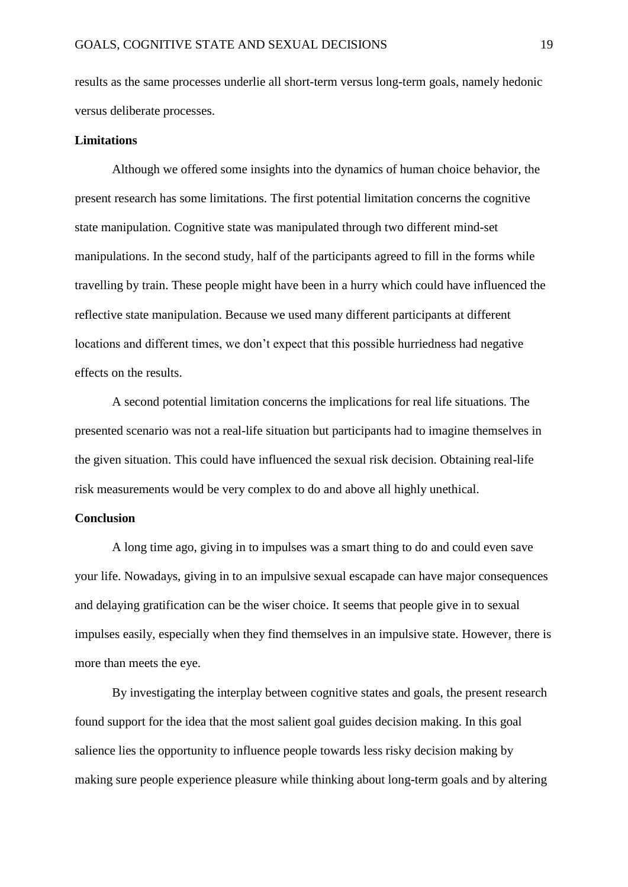results as the same processes underlie all short-term versus long-term goals, namely hedonic versus deliberate processes.

## Limitations

Although we offered some insights into the dynamics of human choice behavior, the present research has some limitations. The first potential limitation concerns the cognitive state manipulation. Cognitive state was manipulated through two different mind-set manipulations. In the second study, half of the participants agreed to fill in the forms while travelling by train. These people might have been in a hurry which could have influenced the reflective state manipulation. Because we used many different participants at different locations and different times, we don't expect that this possible hurriedness had negative effects on the results.

A second potential limitation concerns the implications for real life situations. The presented scenario was not a real-life situation but participants had to imagine themselves in the given situation. This could have influenced the sexual risk decision. Obtaining real-life risk measurements would be very complex to do and above all highly unethical.

## Conclusion

A long time ago, giving in to impulses was a smart thing to do and could even save your life. Nowadays, giving in to an impulsive sexual escapade can have major consequences and delaying gratification can be the wiser choice. It seems that people give in to sexual impulses easily, especially when they find themselves in an impulsive state. However, there is more than meets the eye.

By investigating the interplay between cognitive states and goals, the present research found support for the idea that the most salient goal guides decision making. In this goal salience lies the opportunity to influence people towards less risky decision making by making sure people experience pleasure while thinking about long-term goals and by altering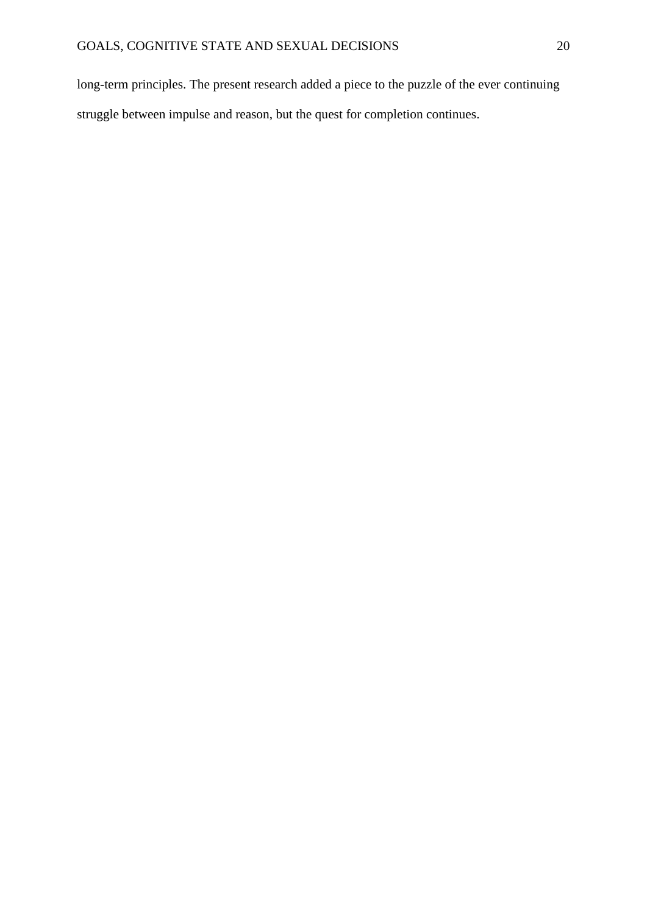long-term principles. The present research added a piece to the puzzle of the ever continuing struggle between impulse and reason, but the quest for completion continues.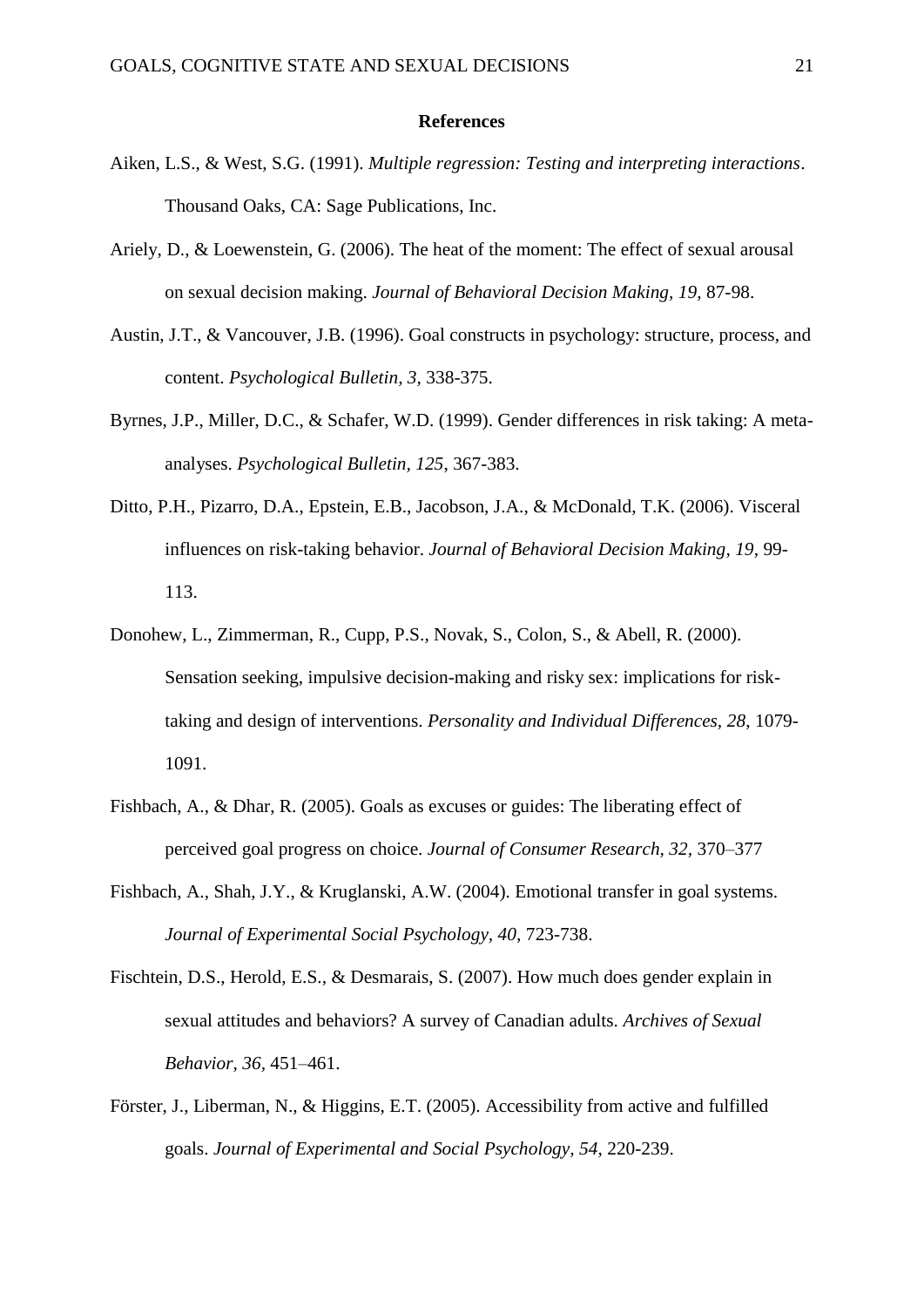## References

Aiken, L.S., & West, S.G. (1991). *Multiple regression: Testing and interpreting interactions*. Thousand Oaks, CA: Sage Publications, Inc.

Ariely, D., & Loewenstein, G. (2006). The heat of the moment: The effect of sexual arousal on sexual decision making. *Journal of Behavioral Decision Making, 19*, 87-98.

Austin, J.T., & Vancouver, J.B. (1996). Goal constructs in psychology: structure, process, and content. *Psychological Bulletin, 3*, 338-375.

Byrnes, J.P., Miller, D.C., & Schafer, W.D. (1999). Gender differences in risk taking: A meta-analyses. *Psychological Bulletin, 125*, 367-383.

Ditto, P.H., Pizarro, D.A., Epstein, E.B., Jacobson, J.A., & McDonald, T.K. (2006). Visceral influences on risk-taking behavior. *Journal of Behavioral Decision Making, 19*, 99-113.

Donohew, L., Zimmerman, R., Cupp, P.S., Novak, S., Colon, S., & Abell, R. (2000). Sensation seeking, impulsive decision-making and risky sex: implications for risk-taking and design of interventions. *Personality and Individual Differences, 28*, 1079-1091.

Fishbach, A., & Dhar, R. (2005). Goals as excuses or guides: The liberating effect of perceived goal progress on choice. *Journal of Consumer Research, 32*, 370–377

Fishbach, A., Shah, J.Y., & Kruglanski, A.W. (2004). Emotional transfer in goal systems. *Journal of Experimental Social Psychology, 40*, 723-738.

Fischtein, D.S., Herold, E.S., & Desmarais, S. (2007). How much does gender explain in sexual attitudes and behaviors? A survey of Canadian adults. *Archives of Sexual Behavior, 36*, 451–461.

Förster, J., Liberman, N., & Higgins, E.T. (2005). Accessibility from active and fulfilled goals. *Journal of Experimental and Social Psychology, 54*, 220-239.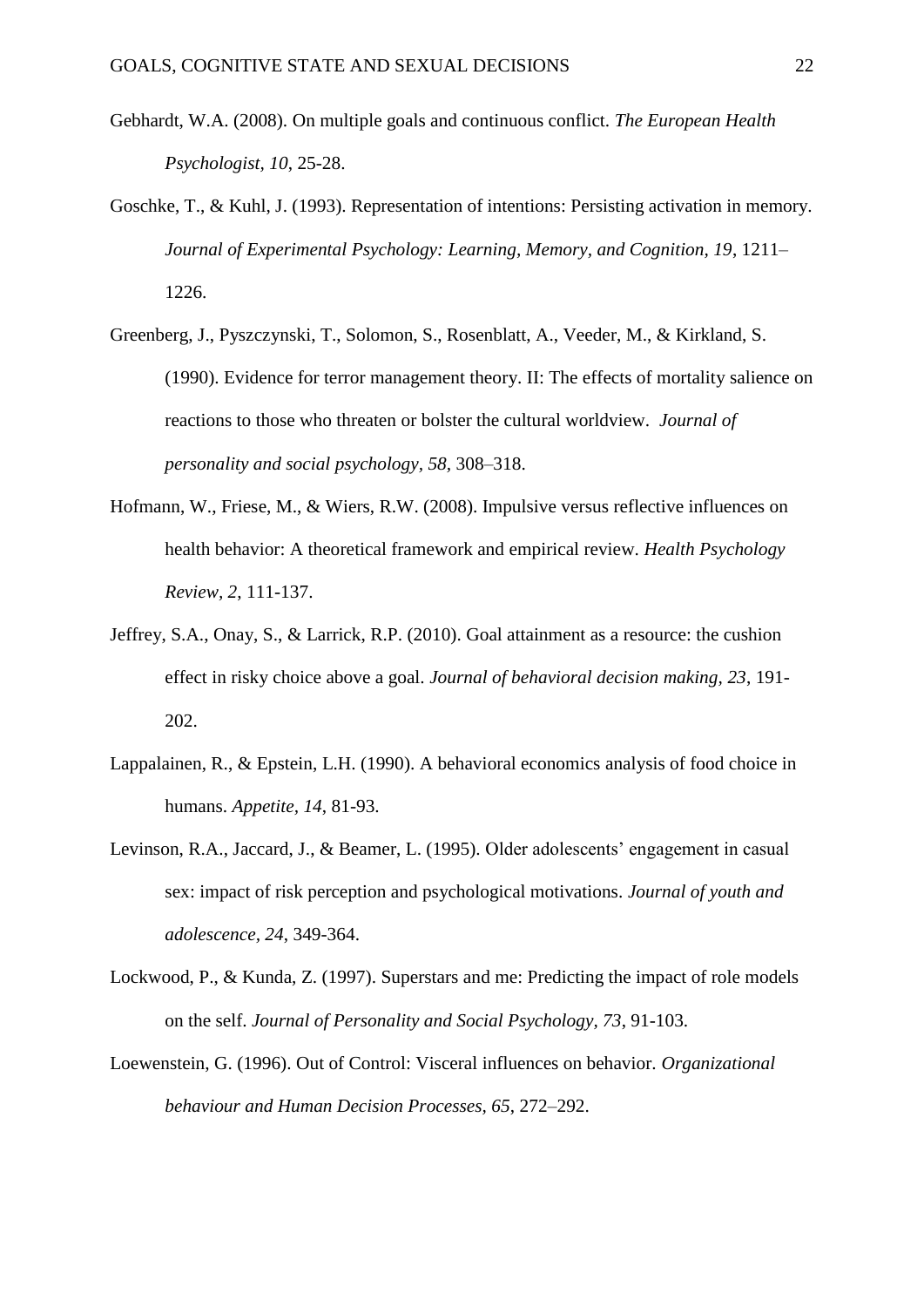Gebhardt, W.A. (2008). On multiple goals and continuous conflict. *The European Health Psychologist*, *10*, 25-28.

Goschke, T., & Kuhl, J. (1993). Representation of intentions: Persisting activation in memory. *Journal of Experimental Psychology: Learning, Memory, and Cognition*, *19*, 1211–1226.

Greenberg, J., Pyszczynski, T., Solomon, S., Rosenblatt, A., Veeder, M., & Kirkland, S. (1990). Evidence for terror management theory. II: The effects of mortality salience on reactions to those who threaten or bolster the cultural worldview. *Journal of personality and social psychology*, *58,* 308–318.

Hofmann, W., Friese, M., & Wiers, R.W. (2008). Impulsive versus reflective influences on health behavior: A theoretical framework and empirical review. *Health Psychology Review, 2,* 111-137.

Jeffrey, S.A., Onay, S., & Larrick, R.P. (2010). Goal attainment as a resource: the cushion effect in risky choice above a goal. *Journal of behavioral decision making*, *23*, 191-202.

Lappalainen, R., & Epstein, L.H. (1990). A behavioral economics analysis of food choice in humans. *Appetite*, *14*, 81-93.

Levinson, R.A., Jaccard, J., & Beamer, L. (1995). Older adolescents' engagement in casual sex: impact of risk perception and psychological motivations. *Journal of youth and adolescence*, *24*, 349-364.

Lockwood, P., & Kunda, Z. (1997). Superstars and me: Predicting the impact of role models on the self. *Journal of Personality and Social Psychology, 73*, 91-103.

Loewenstein, G. (1996). Out of Control: Visceral influences on behavior. *Organizational behaviour and Human Decision Processes, 65*, 272–292.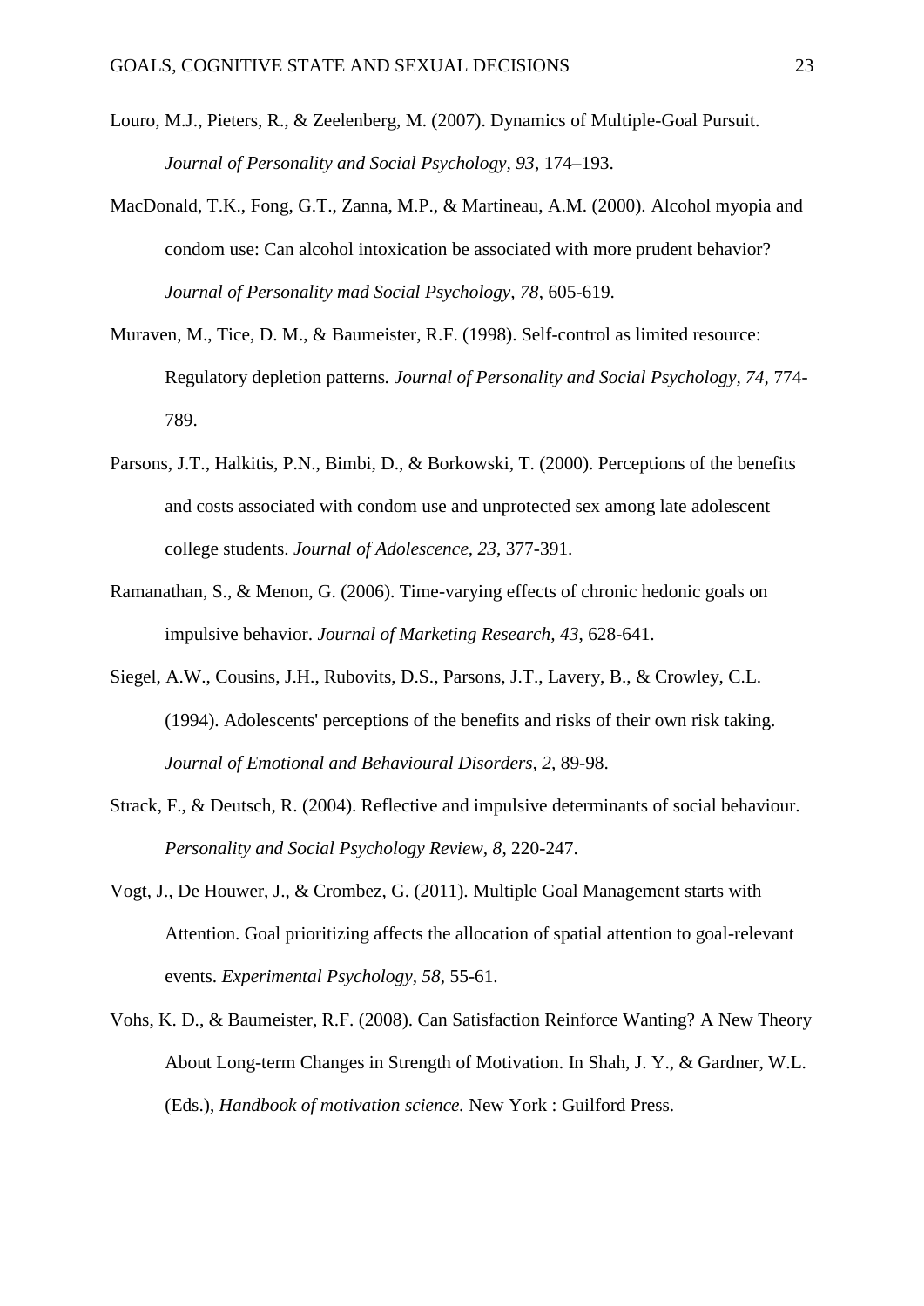Louro, M.J., Pieters, R., & Zeelenberg, M. (2007). Dynamics of Multiple-Goal Pursuit. *Journal of Personality and Social Psychology, 93*, 174–193.

MacDonald, T.K., Fong, G.T., Zanna, M.P., & Martineau, A.M. (2000). Alcohol myopia and condom use: Can alcohol intoxication be associated with more prudent behavior? *Journal of Personality mad Social Psychology, 78*, 605-619.

Muraven, M., Tice, D. M., & Baumeister, R.F. (1998). Self-control as limited resource: Regulatory depletion patterns*. Journal of Personality and Social Psychology, 74*, 774-789.

Parsons, J.T., Halkitis, P.N., Bimbi, D., & Borkowski, T. (2000). Perceptions of the benefits and costs associated with condom use and unprotected sex among late adolescent college students. *Journal of Adolescence, 23*, 377-391.

Ramanathan, S., & Menon, G. (2006). Time-varying effects of chronic hedonic goals on impulsive behavior. *Journal of Marketing Research, 43*, 628-641.

Siegel, A.W., Cousins, J.H., Rubovits, D.S., Parsons, J.T., Lavery, B., & Crowley, C.L. (1994). Adolescents' perceptions of the benefits and risks of their own risk taking. *Journal of Emotional and Behavioural Disorders, 2*, 89-98.

Strack, F., & Deutsch, R. (2004). Reflective and impulsive determinants of social behaviour. *Personality and Social Psychology Review, 8*, 220-247.

Vogt, J., De Houwer, J., & Crombez, G. (2011). Multiple Goal Management starts with Attention. Goal prioritizing affects the allocation of spatial attention to goal-relevant events. *Experimental Psychology, 58*, 55-61.

Vohs, K. D., & Baumeister, R.F. (2008). Can Satisfaction Reinforce Wanting? A New Theory About Long-term Changes in Strength of Motivation. In Shah, J. Y., & Gardner, W.L. (Eds.), *Handbook of motivation science.* New York : Guilford Press.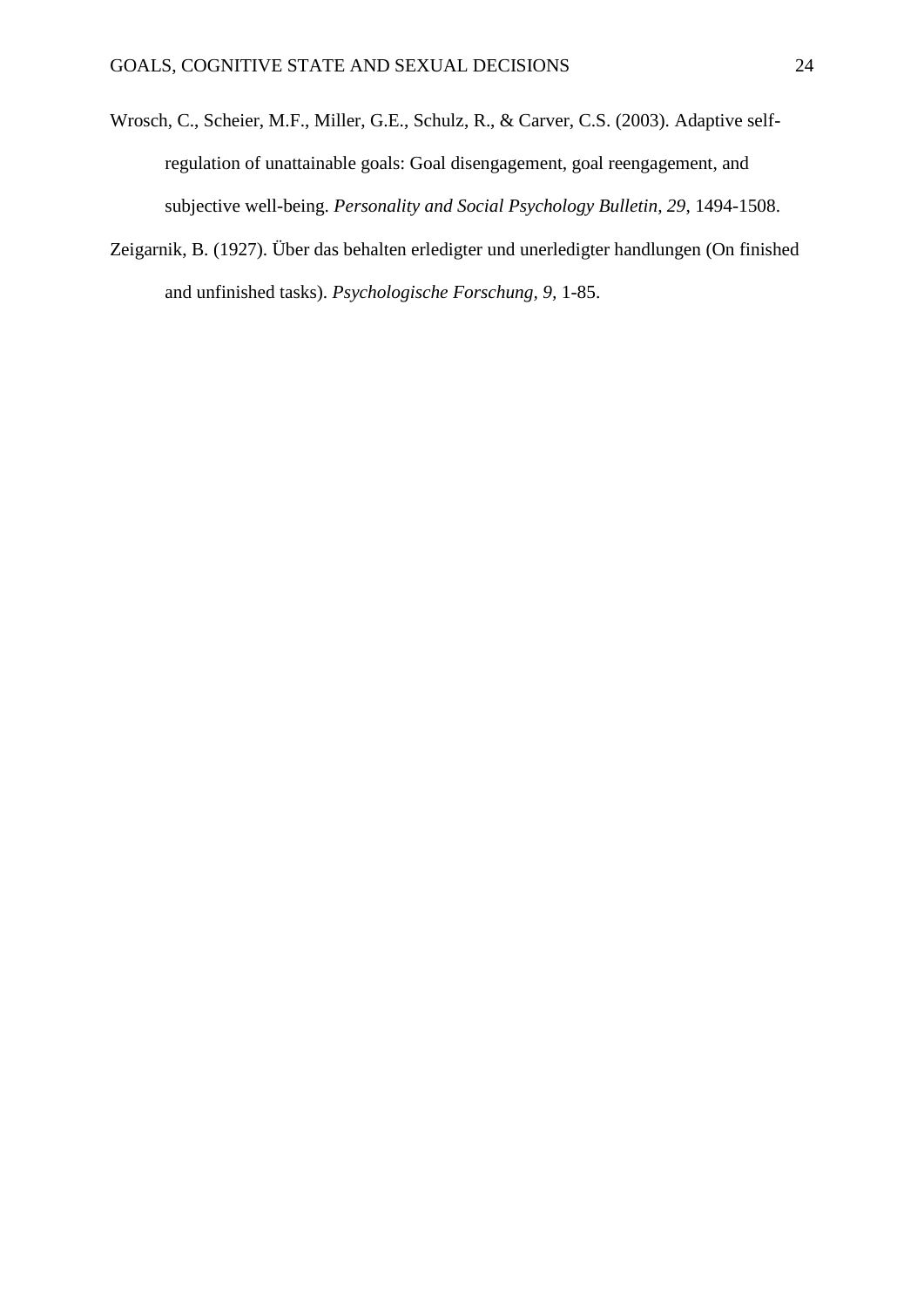Wrosch, C., Scheier, M.F., Miller, G.E., Schulz, R., & Carver, C.S. (2003). Adaptive self-regulation of unattainable goals: Goal disengagement, goal reengagement, and subjective well-being. *Personality and Social Psychology Bulletin, 29*, 1494-1508.

Zeigarnik, B. (1927). Über das behalten erledigter und unerledigter handlungen (On finished and unfinished tasks). *Psychologische Forschung, 9*, 1-85.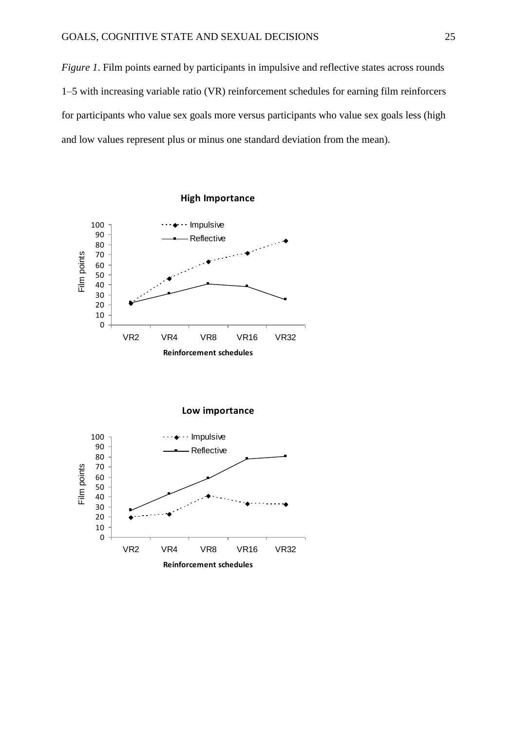*Figure 1*. Film points earned by participants in impulsive and reflective states across rounds 1–5 with increasing variable ratio (VR) reinforcement schedules for earning film reinforcers for participants who value sex goals more versus participants who value sex goals less (high and low values represent plus or minus one standard deviation from the mean).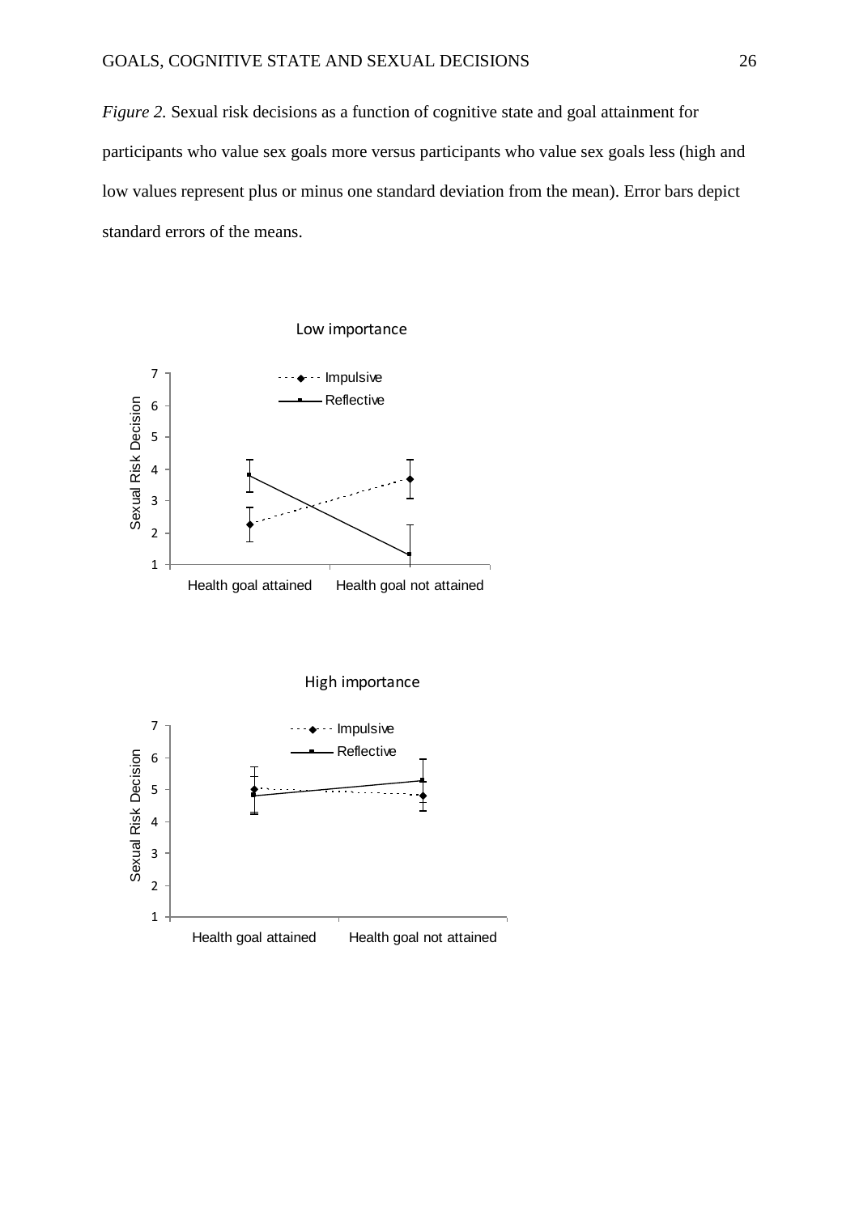*Figure 2.* Sexual risk decisions as a function of cognitive state and goal attainment for participants who value sex goals more versus participants who value sex goals less (high and low values represent plus or minus one standard deviation from the mean). Error bars depict standard errors of the means.

Low importance

Impulsive
Reflective

Sexual Risk Decision

7
6
5
4
3
2
1

Health goal attained
Health goal not attained

High importance

Impulsive
Reflective

Sexual Risk Decision

7
6
5
4
3
2
1

Health goal attained
Health goal not attained